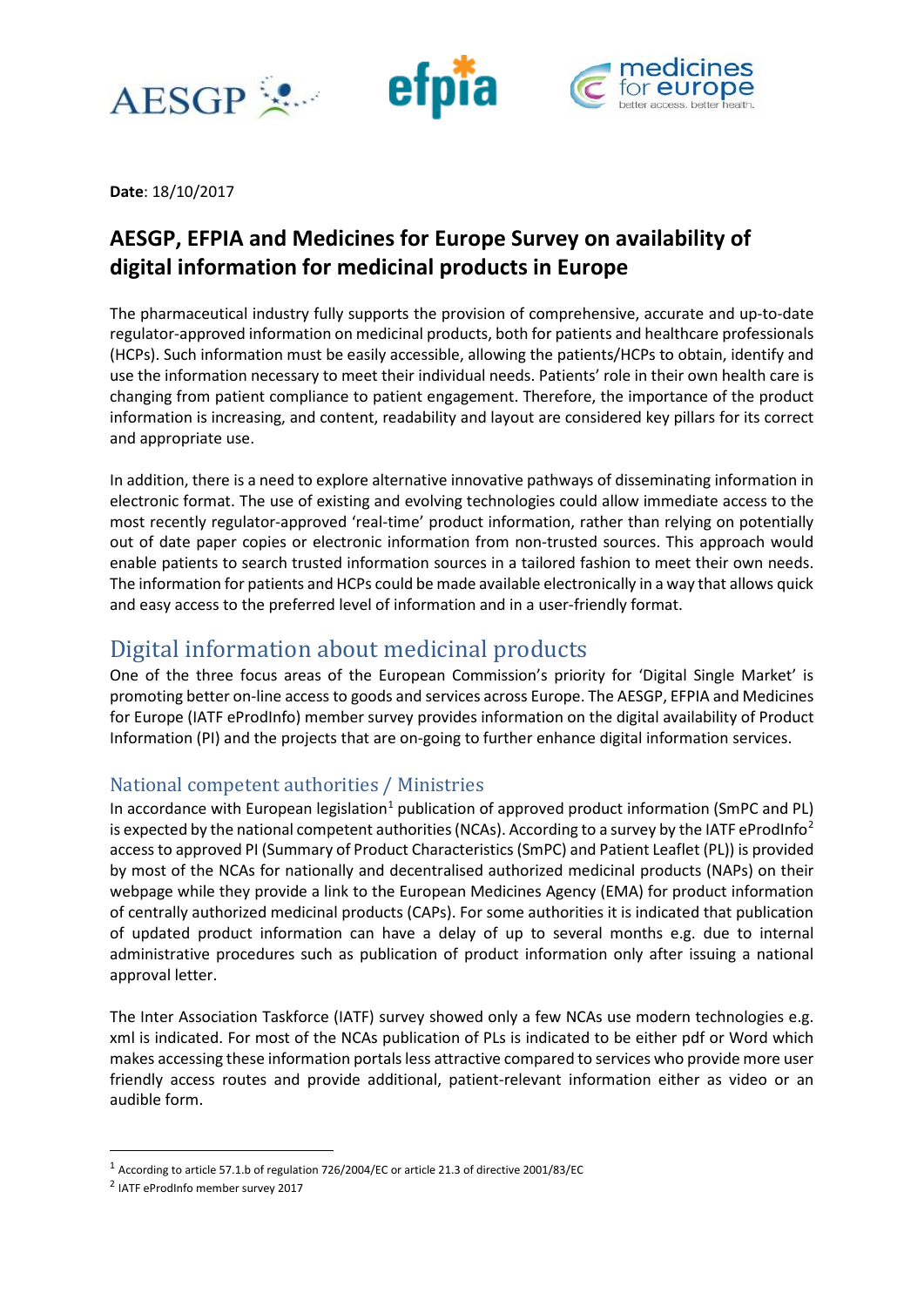**Date**: 18/10/2017

# AESGP, EFPIA and Medicines for Europe Survey on availability of digital information for medicinal products in Europe

The pharmaceutical industry fully supports the provision of comprehensive, accurate and up-to-date regulator-approved information on medicinal products, both for patients and healthcare professionals (HCPs). Such information must be easily accessible, allowing the patients/HCPs to obtain, identify and use the information necessary to meet their individual needs. Patients' role in their own health care is changing from patient compliance to patient engagement. Therefore, the importance of the product information is increasing, and content, readability and layout are considered key pillars for its correct and appropriate use.

In addition, there is a need to explore alternative innovative pathways of disseminating information in electronic format. The use of existing and evolving technologies could allow immediate access to the most recently regulator-approved 'real-time' product information, rather than relying on potentially out of date paper copies or electronic information from non-trusted sources. This approach would enable patients to search trusted information sources in a tailored fashion to meet their own needs. The information for patients and HCPs could be made available electronically in a way that allows quick and easy access to the preferred level of information and in a user-friendly format.

## Digital information about medicinal products

One of the three focus areas of the European Commission's priority for 'Digital Single Market' is promoting better on-line access to goods and services across Europe. The AESGP, EFPIA and Medicines for Europe (IATF eProdInfo) member survey provides information on the digital availability of Product Information (PI) and the projects that are on-going to further enhance digital information services.

### National competent authorities / Ministries

In accordance with European legislation[1] publication of approved product information (SmPC and PL) is expected by the national competent authorities (NCAs). According to a survey by the IATF eProdInfo[2] access to approved PI (Summary of Product Characteristics (SmPC) and Patient Leaflet (PL)) is provided by most of the NCAs for nationally and decentralised authorized medicinal products (NAPs) on their webpage while they provide a link to the European Medicines Agency (EMA) for product information of centrally authorized medicinal products (CAPs). For some authorities it is indicated that publication of updated product information can have a delay of up to several months e.g. due to internal administrative procedures such as publication of product information only after issuing a national approval letter.

The Inter Association Taskforce (IATF) survey showed only a few NCAs use modern technologies e.g. xml is indicated. For most of the NCAs publication of PLs is indicated to be either pdf or Word which makes accessing these information portals less attractive compared to services who provide more user friendly access routes and provide additional, patient-relevant information either as video or an audible form.

---

[1] According to article 57.1.b of regulation 726/2004/EC or article 21.3 of directive 2001/83/EC

[2] IATF eProdInfo member survey 2017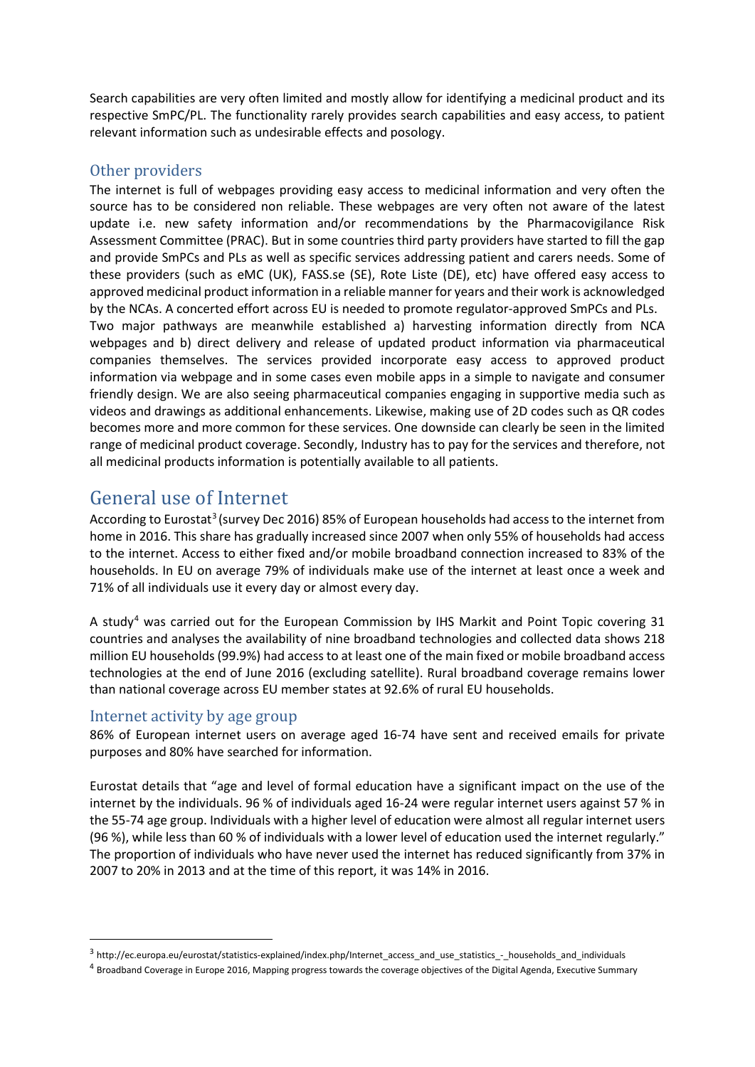Search capabilities are very often limited and mostly allow for identifying a medicinal product and its respective SmPC/PL. The functionality rarely provides search capabilities and easy access, to patient relevant information such as undesirable effects and posology.

### Other providers

The internet is full of webpages providing easy access to medicinal information and very often the source has to be considered non reliable. These webpages are very often not aware of the latest update i.e. new safety information and/or recommendations by the Pharmacovigilance Risk Assessment Committee (PRAC). But in some countries third party providers have started to fill the gap and provide SmPCs and PLs as well as specific services addressing patient and carers needs. Some of these providers (such as eMC (UK), FASS.se (SE), Rote Liste (DE), etc) have offered easy access to approved medicinal product information in a reliable manner for years and their work is acknowledged by the NCAs. A concerted effort across EU is needed to promote regulator-approved SmPCs and PLs. Two major pathways are meanwhile established a) harvesting information directly from NCA webpages and b) direct delivery and release of updated product information via pharmaceutical companies themselves. The services provided incorporate easy access to approved product information via webpage and in some cases even mobile apps in a simple to navigate and consumer friendly design. We are also seeing pharmaceutical companies engaging in supportive media such as videos and drawings as additional enhancements. Likewise, making use of 2D codes such as QR codes becomes more and more common for these services. One downside can clearly be seen in the limited range of medicinal product coverage. Secondly, Industry has to pay for the services and therefore, not all medicinal products information is potentially available to all patients.

## General use of Internet

According to Eurostat[3] (survey Dec 2016) 85% of European households had access to the internet from home in 2016. This share has gradually increased since 2007 when only 55% of households had access to the internet. Access to either fixed and/or mobile broadband connection increased to 83% of the households. In EU on average 79% of individuals make use of the internet at least once a week and 71% of all individuals use it every day or almost every day.

A study[4] was carried out for the European Commission by IHS Markit and Point Topic covering 31 countries and analyses the availability of nine broadband technologies and collected data shows 218 million EU households (99.9%) had access to at least one of the main fixed or mobile broadband access technologies at the end of June 2016 (excluding satellite). Rural broadband coverage remains lower than national coverage across EU member states at 92.6% of rural EU households.

### Internet activity by age group

86% of European internet users on average aged 16-74 have sent and received emails for private purposes and 80% have searched for information.

Eurostat details that "age and level of formal education have a significant impact on the use of the internet by the individuals. 96 % of individuals aged 16-24 were regular internet users against 57 % in the 55-74 age group. Individuals with a higher level of education were almost all regular internet users (96 %), while less than 60 % of individuals with a lower level of education used the internet regularly." The proportion of individuals who have never used the internet has reduced significantly from 37% in 2007 to 20% in 2013 and at the time of this report, it was 14% in 2016.

---

[3] http://ec.europa.eu/eurostat/statistics-explained/index.php/Internet_access_and_use_statistics_-_households_and_individuals

[4] Broadband Coverage in Europe 2016, Mapping progress towards the coverage objectives of the Digital Agenda, Executive Summary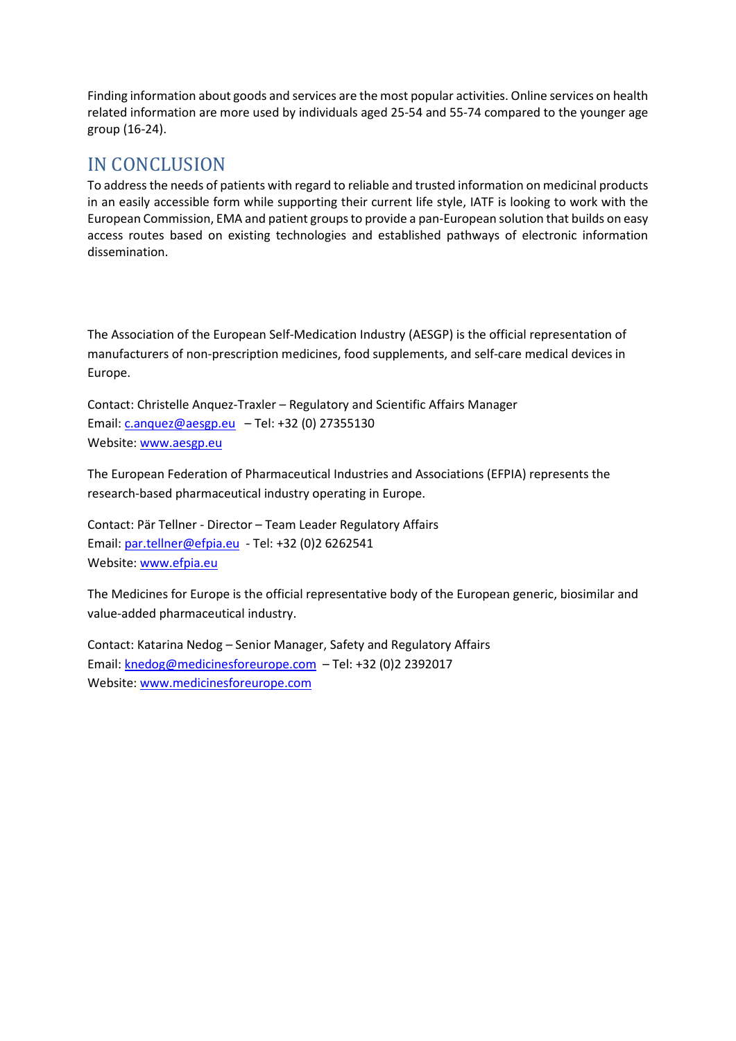Finding information about goods and services are the most popular activities. Online services on health related information are more used by individuals aged 25-54 and 55-74 compared to the younger age group (16-24).

## IN CONCLUSION

To address the needs of patients with regard to reliable and trusted information on medicinal products in an easily accessible form while supporting their current life style, IATF is looking to work with the European Commission, EMA and patient groups to provide a pan-European solution that builds on easy access routes based on existing technologies and established pathways of electronic information dissemination.

The Association of the European Self-Medication Industry (AESGP) is the official representation of manufacturers of non-prescription medicines, food supplements, and self-care medical devices in Europe.

Contact: Christelle Anquez-Traxler – Regulatory and Scientific Affairs Manager
Email: c.anquez@aesgp.eu – Tel: +32 (0) 27355130
Website: www.aesgp.eu

The European Federation of Pharmaceutical Industries and Associations (EFPIA) represents the research-based pharmaceutical industry operating in Europe.

Contact: Pär Tellner - Director – Team Leader Regulatory Affairs
Email: par.tellner@efpia.eu - Tel: +32 (0)2 6262541
Website: www.efpia.eu

The Medicines for Europe is the official representative body of the European generic, biosimilar and value-added pharmaceutical industry.

Contact: Katarina Nedog – Senior Manager, Safety and Regulatory Affairs
Email: knedog@medicinesforeurope.com – Tel: +32 (0)2 2392017
Website: www.medicinesforeurope.com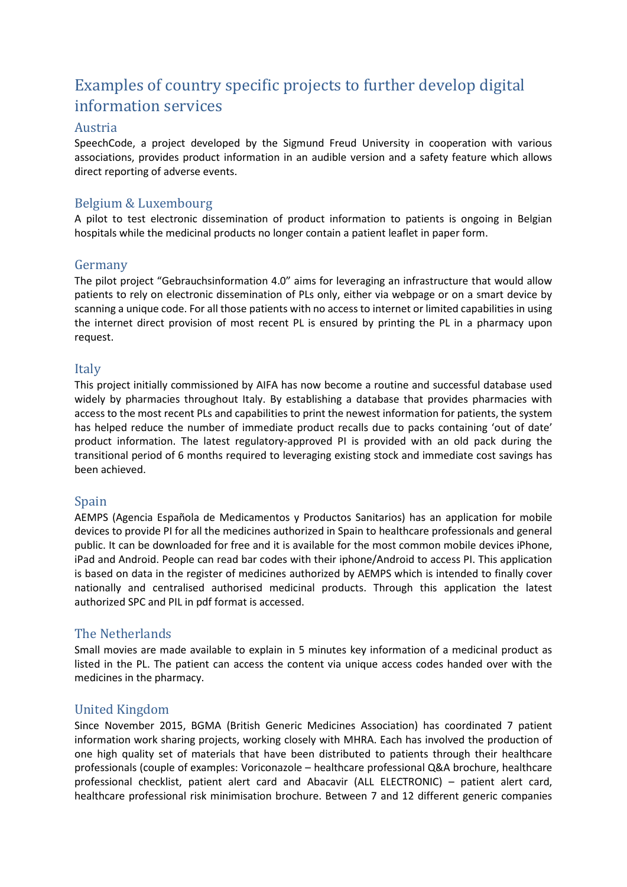# Examples of country specific projects to further develop digital information services

## Austria

SpeechCode, a project developed by the Sigmund Freud University in cooperation with various associations, provides product information in an audible version and a safety feature which allows direct reporting of adverse events.

## Belgium & Luxembourg

A pilot to test electronic dissemination of product information to patients is ongoing in Belgian hospitals while the medicinal products no longer contain a patient leaflet in paper form.

## Germany

The pilot project "Gebrauchsinformation 4.0" aims for leveraging an infrastructure that would allow patients to rely on electronic dissemination of PLs only, either via webpage or on a smart device by scanning a unique code. For all those patients with no access to internet or limited capabilities in using the internet direct provision of most recent PL is ensured by printing the PL in a pharmacy upon request.

## Italy

This project initially commissioned by AIFA has now become a routine and successful database used widely by pharmacies throughout Italy. By establishing a database that provides pharmacies with access to the most recent PLs and capabilities to print the newest information for patients, the system has helped reduce the number of immediate product recalls due to packs containing 'out of date' product information. The latest regulatory-approved PI is provided with an old pack during the transitional period of 6 months required to leveraging existing stock and immediate cost savings has been achieved.

## Spain

AEMPS (Agencia Española de Medicamentos y Productos Sanitarios) has an application for mobile devices to provide PI for all the medicines authorized in Spain to healthcare professionals and general public. It can be downloaded for free and it is available for the most common mobile devices iPhone, iPad and Android. People can read bar codes with their iphone/Android to access PI. This application is based on data in the register of medicines authorized by AEMPS which is intended to finally cover nationally and centralised authorised medicinal products. Through this application the latest authorized SPC and PIL in pdf format is accessed.

## The Netherlands

Small movies are made available to explain in 5 minutes key information of a medicinal product as listed in the PL. The patient can access the content via unique access codes handed over with the medicines in the pharmacy.

## United Kingdom

Since November 2015, BGMA (British Generic Medicines Association) has coordinated 7 patient information work sharing projects, working closely with MHRA. Each has involved the production of one high quality set of materials that have been distributed to patients through their healthcare professionals (couple of examples: Voriconazole – healthcare professional Q&A brochure, healthcare professional checklist, patient alert card and Abacavir (ALL ELECTRONIC) – patient alert card, healthcare professional risk minimisation brochure. Between 7 and 12 different generic companies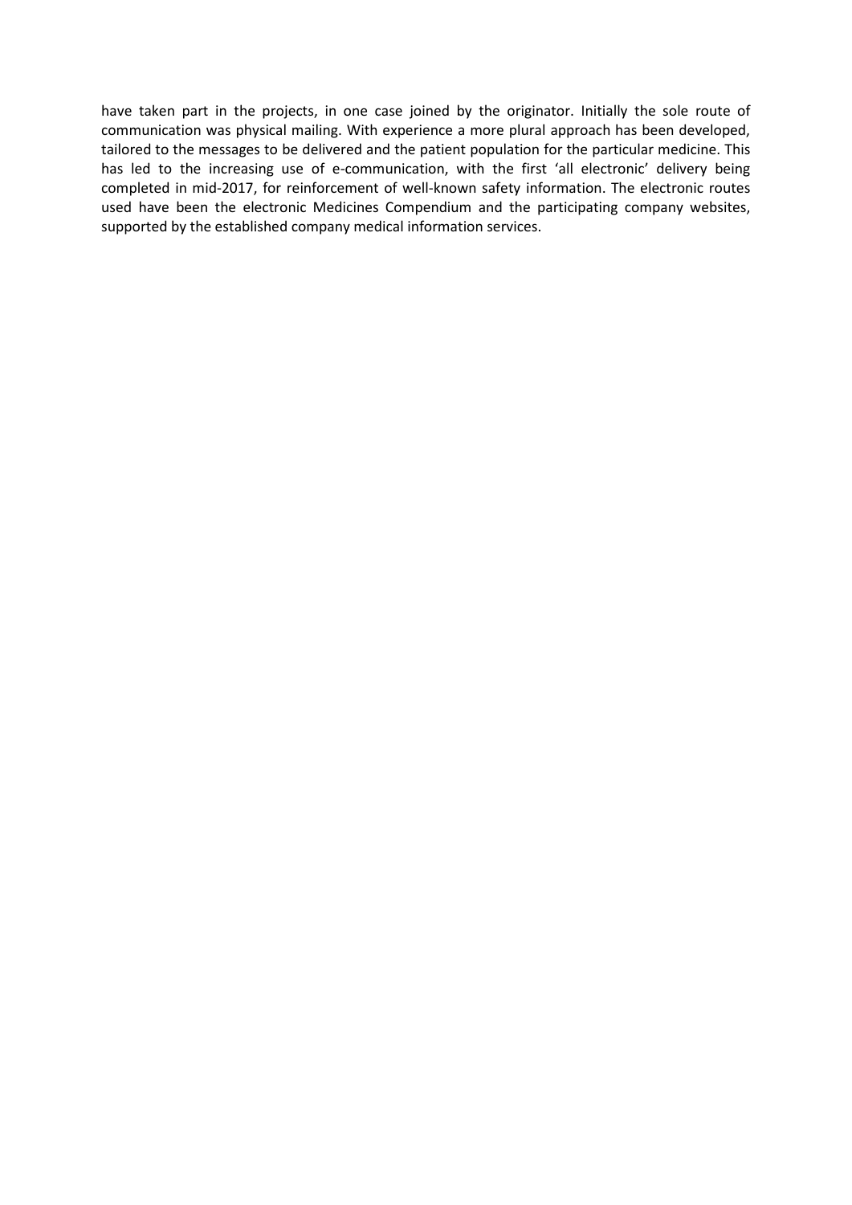have taken part in the projects, in one case joined by the originator. Initially the sole route of communication was physical mailing. With experience a more plural approach has been developed, tailored to the messages to be delivered and the patient population for the particular medicine. This has led to the increasing use of e-communication, with the first 'all electronic' delivery being completed in mid-2017, for reinforcement of well-known safety information. The electronic routes used have been the electronic Medicines Compendium and the participating company websites, supported by the established company medical information services.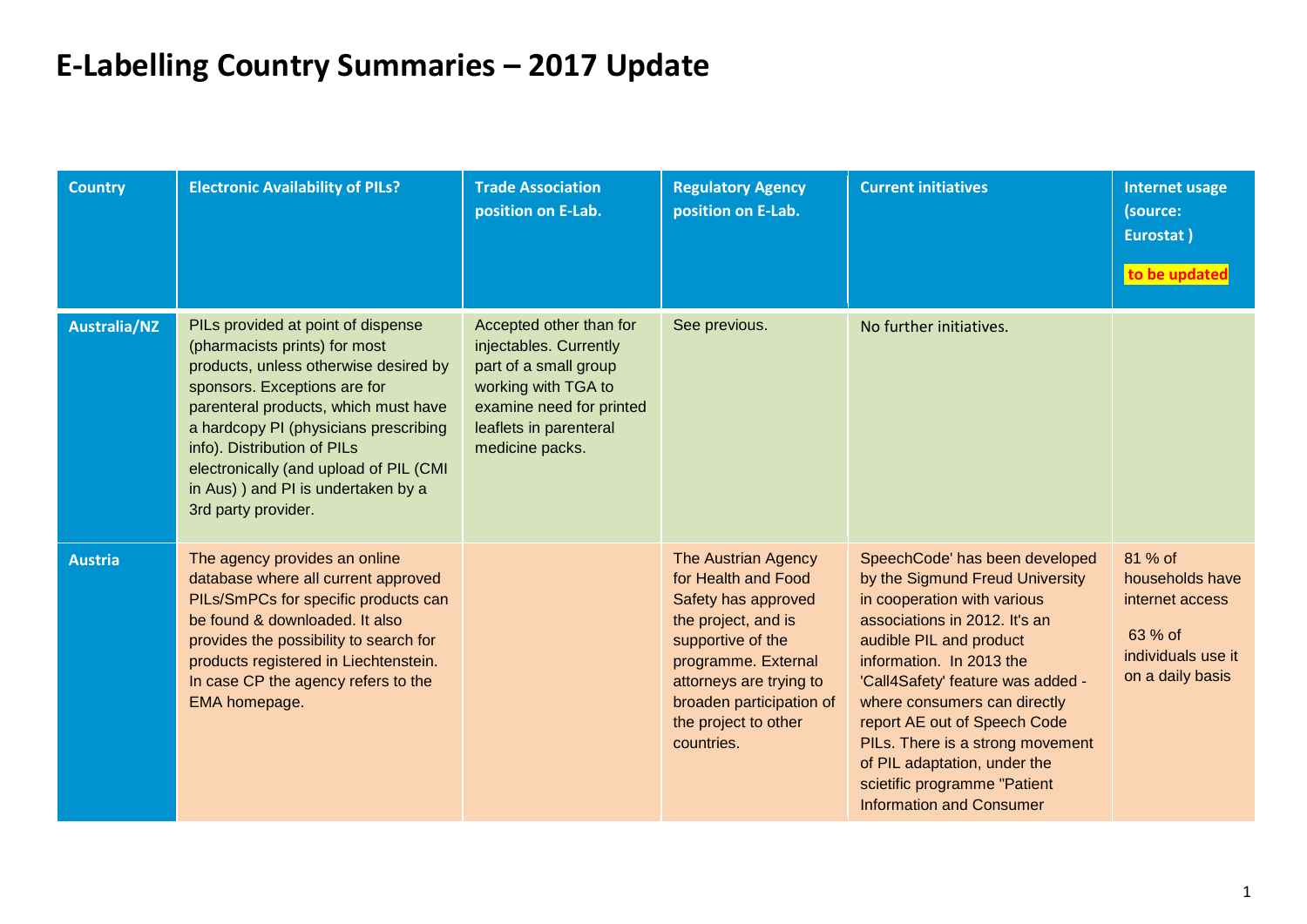# E-Labelling Country Summaries – 2017 Update

| Country | Electronic Availability of PILs? | Trade Association position on E-Lab. | Regulatory Agency position on E-Lab. | Current initiatives | Internet usage (source: Eurostat ) to be updated |
|---|---|---|---|---|---|
| **Australia/NZ** | PILs provided at point of dispense (pharmacists prints) for most products, unless otherwise desired by sponsors. Exceptions are for parenteral products, which must have a hardcopy PI (physicians prescribing info). Distribution of PILs electronically (and upload of PIL (CMI in Aus) ) and PI is undertaken by a 3rd party provider. | Accepted other than for injectables. Currently part of a small group working with TGA to examine need for printed leaflets in parenteral medicine packs. | See previous. | No further initiatives. | |
| **Austria** | The agency provides an online database where all current approved PILs/SmPCs for specific products can be found & downloaded. It also provides the possibility to search for products registered in Liechtenstein. In case CP the agency refers to the EMA homepage. | | The Austrian Agency for Health and Food Safety has approved the project, and is supportive of the programme. External attorneys are trying to broaden participation of the project to other countries. | SpeechCode' has been developed by the Sigmund Freud University in cooperation with various associations in 2012. It's an audible PIL and product information. In 2013 the 'Call4Safety' feature was added - where consumers can directly report AE out of Speech Code PILs. There is a strong movement of PIL adaptation, under the scietific programme "Patient Information and Consumer | 81 % of households have internet access<br><br>63 % of individuals use it on a daily basis |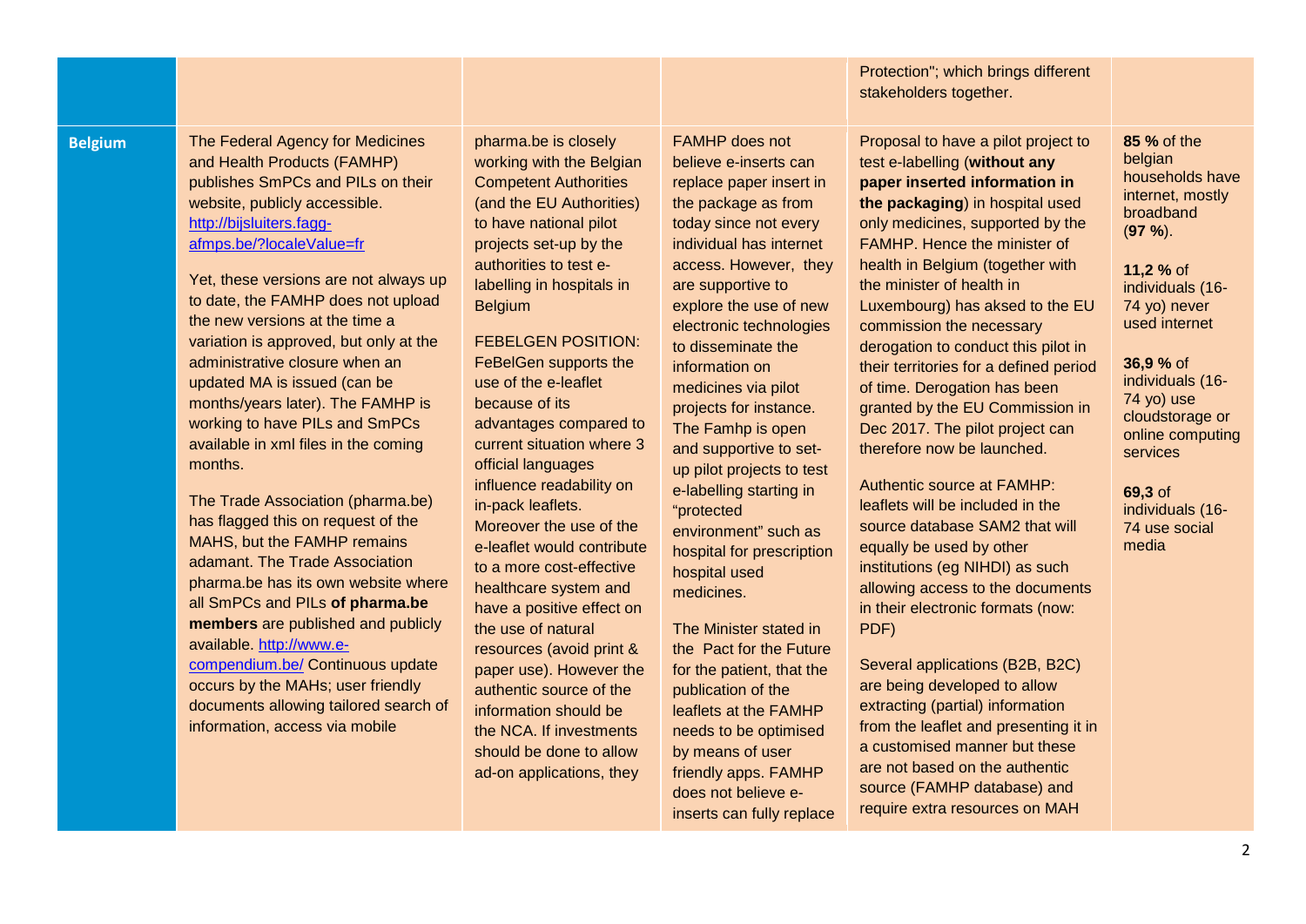| | | | | | |
|---|---|---|---|---|---|
| | | | | Protection"; which brings different stakeholders together. | |
| **Belgium** | The Federal Agency for Medicines and Health Products (FAMHP) publishes SmPCs and PILs on their website, publicly accessible. http://bijsluiters.fagg-afmps.be/?localeValue=fr<br><br>Yet, these versions are not always up to date, the FAMHP does not upload the new versions at the time a variation is approved, but only at the administrative closure when an updated MA is issued (can be months/years later). The FAMHP is working to have PILs and SmPCs available in xml files in the coming months.<br><br>The Trade Association (pharma.be) has flagged this on request of the MAHS, but the FAMHP remains adamant. The Trade Association pharma.be has its own website where all SmPCs and PILs **of pharma.be members** are published and publicly available. http://www.e-compendium.be/ Continuous update occurs by the MAHs; user friendly documents allowing tailored search of information, access via mobile | pharma.be is closely working with the Belgian Competent Authorities (and the EU Authorities) to have national pilot projects set-up by the authorities to test e-labelling in hospitals in Belgium<br><br>FEBELGEN POSITION: FeBelGen supports the use of the e-leaflet because of its advantages compared to current situation where 3 official languages influence readability on in-pack leaflets. Moreover the use of the e-leaflet would contribute to a more cost-effective healthcare system and have a positive effect on the use of natural resources (avoid print & paper use). However the authentic source of the information should be the NCA. If investments should be done to allow ad-on applications, they | FAMHP does not believe e-inserts can replace paper insert in the package as from today since not every individual has internet access. However, they are supportive to explore the use of new electronic technologies to disseminate the information on medicines via pilot projects for instance. The Famhp is open and supportive to set-up pilot projects to test e-labelling starting in "protected environment" such as hospital for prescription hospital used medicines.<br><br>The Minister stated in the Pact for the Future for the patient, that the publication of the leaflets at the FAMHP needs to be optimised by means of user friendly apps. FAMHP does not believe e-inserts can fully replace | Proposal to have a pilot project to test e-labelling (**without any paper inserted information in the packaging**) in hospital used only medicines, supported by the FAMHP. Hence the minister of health in Belgium (together with the minister of health in Luxembourg) has aksed to the EU commission the necessary derogation to conduct this pilot in their territories for a defined period of time. Derogation has been granted by the EU Commission in Dec 2017. The pilot project can therefore now be launched.<br><br>Authentic source at FAMHP: leaflets will be included in the source database SAM2 that will equally be used by other institutions (eg NIHDI) as such allowing access to the documents in their electronic formats (now: PDF)<br><br>Several applications (B2B, B2C) are being developed to allow extracting (partial) information from the leaflet and presenting it in a customised manner but these are not based on the authentic source (FAMHP database) and require extra resources on MAH | **85 %** of the belgian households have internet, mostly broadband (**97 %**).<br><br>**11,2 %** of individuals (16-74 yo) never used internet<br><br>**36,9 %** of individuals (16-74 yo) use cloudstorage or online computing services<br><br>**69,3** of individuals (16-74 use social media |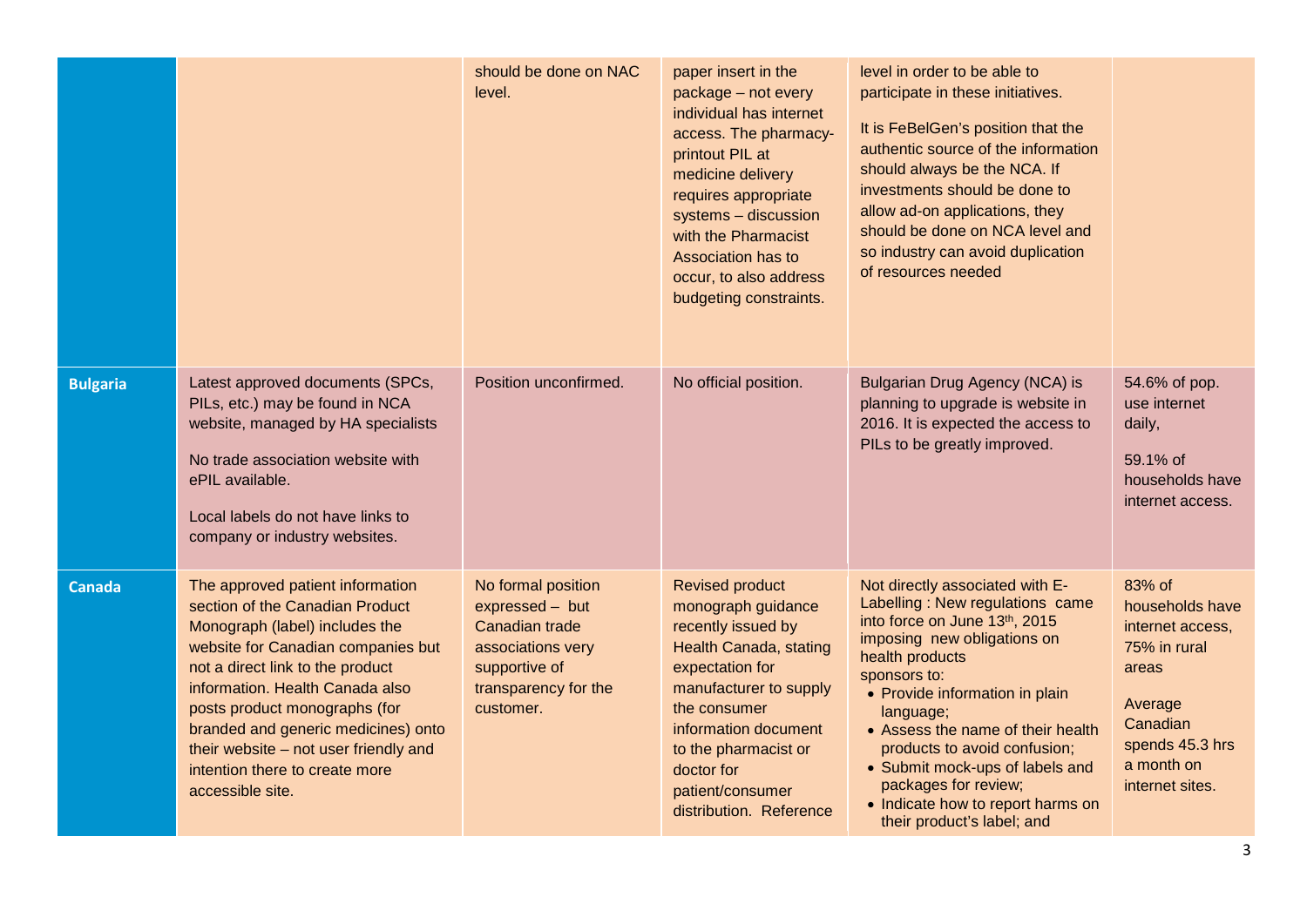| | | | | | |
|---|---|---|---|---|---|
| | | should be done on NAC level. | paper insert in the package – not every individual has internet access. The pharmacy-printout PIL at medicine delivery requires appropriate systems – discussion with the Pharmacist Association has to occur, to also address budgeting constraints. | level in order to be able to participate in these initiatives.<br><br>It is FeBelGen's position that the authentic source of the information should always be the NCA. If investments should be done to allow ad-on applications, they should be done on NCA level and so industry can avoid duplication of resources needed | |
| **Bulgaria** | Latest approved documents (SPCs, PILs, etc.) may be found in NCA website, managed by HA specialists<br><br>No trade association website with ePIL available.<br><br>Local labels do not have links to company or industry websites. | Position unconfirmed. | No official position. | Bulgarian Drug Agency (NCA) is planning to upgrade is website in 2016. It is expected the access to PILs to be greatly improved. | 54.6% of pop. use internet daily,<br><br>59.1% of households have internet access. |
| **Canada** | The approved patient information section of the Canadian Product Monograph (label) includes the website for Canadian companies but not a direct link to the product information. Health Canada also posts product monographs (for branded and generic medicines) onto their website – not user friendly and intention there to create more accessible site. | No formal position expressed – but Canadian trade associations very supportive of transparency for the customer. | Revised product monograph guidance recently issued by Health Canada, stating expectation for manufacturer to supply the consumer information document to the pharmacist or doctor for patient/consumer distribution. Reference | Not directly associated with E-Labelling : New regulations came into force on June 13th, 2015 imposing new obligations on health products sponsors to:<br>• Provide information in plain language;<br>• Assess the name of their health products to avoid confusion;<br>• Submit mock-ups of labels and packages for review;<br>• Indicate how to report harms on their product's label; and | 83% of households have internet access, 75% in rural areas<br><br>Average Canadian spends 45.3 hrs a month on internet sites. |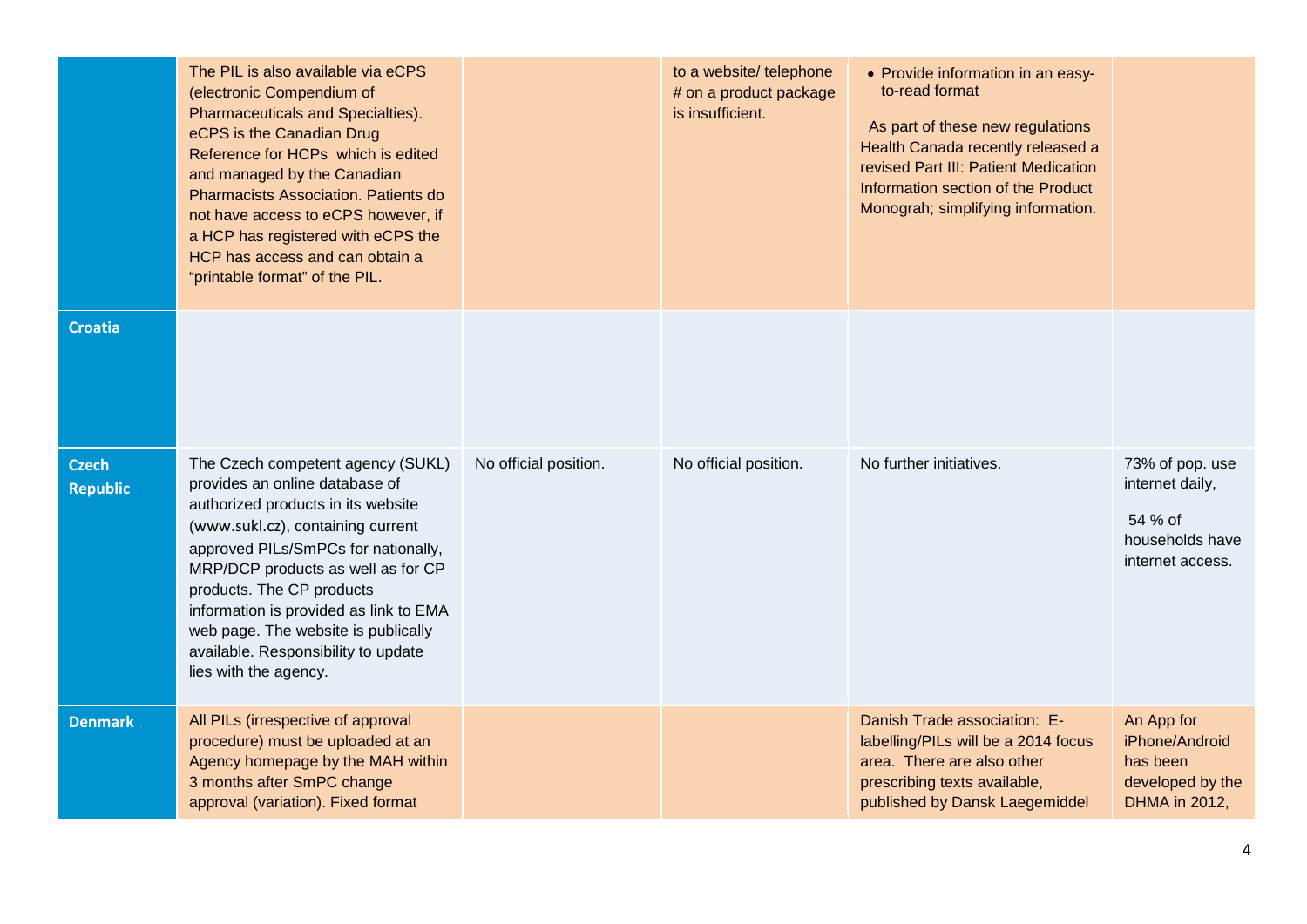| | | | | | |
|---|---|---|---|---|---|
| | The PIL is also available via eCPS (electronic Compendium of Pharmaceuticals and Specialties). eCPS is the Canadian Drug Reference for HCPs which is edited and managed by the Canadian Pharmacists Association. Patients do not have access to eCPS however, if a HCP has registered with eCPS the HCP has access and can obtain a "printable format" of the PIL. | | to a website/ telephone # on a product package is insufficient. | • Provide information in an easy-to-read format<br><br>As part of these new regulations Health Canada recently released a revised Part III: Patient Medication Information section of the Product Monograh; simplifying information. | |
| **Croatia** | | | | | |
| **Czech Republic** | The Czech competent agency (SUKL) provides an online database of authorized products in its website (www.sukl.cz), containing current approved PILs/SmPCs for nationally, MRP/DCP products as well as for CP products. The CP products information is provided as link to EMA web page. The website is publically available. Responsibility to update lies with the agency. | No official position. | No official position. | No further initiatives. | 73% of pop. use internet daily,<br><br>54 % of households have internet access. |
| **Denmark** | All PILs (irrespective of approval procedure) must be uploaded at an Agency homepage by the MAH within 3 months after SmPC change approval (variation). Fixed format | | | Danish Trade association: E-labelling/PILs will be a 2014 focus area. There are also other prescribing texts available, published by Dansk Laegemiddel | An App for iPhone/Android has been developed by the DHMA in 2012, |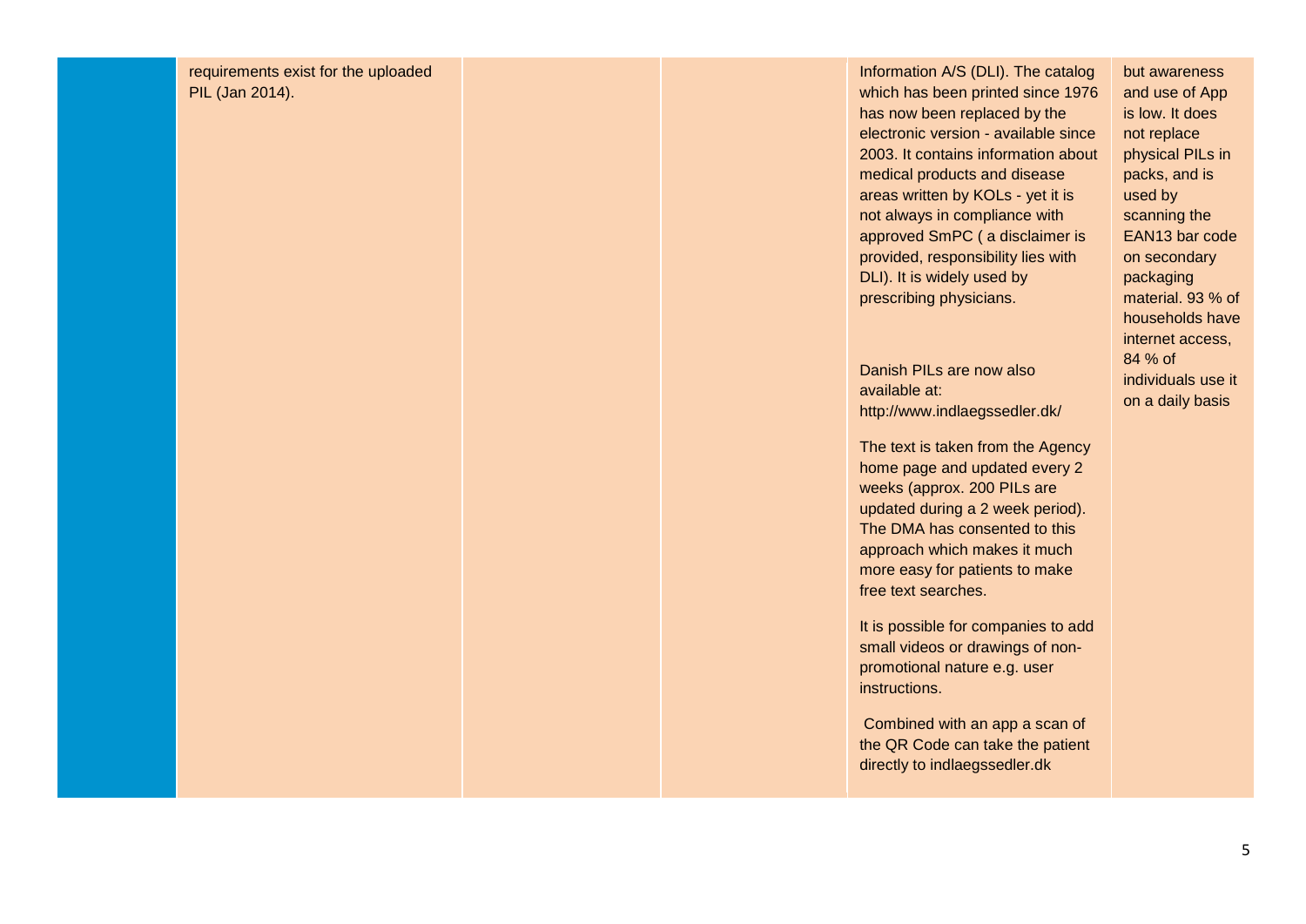|  |  |  |  |  |  |
| --- | --- | --- | --- | --- | --- |
|  | requirements exist for the uploaded PIL (Jan 2014). |  |  | Information A/S (DLI). The catalog which has been printed since 1976 has now been replaced by the electronic version - available since 2003. It contains information about medical products and disease areas written by KOLs - yet it is not always in compliance with approved SmPC ( a disclaimer is provided, responsibility lies with DLI). It is widely used by prescribing physicians.<br><br>Danish PILs are now also available at: http://www.indlaegssedler.dk/<br><br>The text is taken from the Agency home page and updated every 2 weeks (approx. 200 PILs are updated during a 2 week period). The DMA has consented to this approach which makes it much more easy for patients to make free text searches.<br><br>It is possible for companies to add small videos or drawings of non-promotional nature e.g. user instructions.<br><br>Combined with an app a scan of the QR Code can take the patient directly to indlaegssedler.dk | but awareness and use of App is low. It does not replace physical PILs in packs, and is used by scanning the EAN13 bar code on secondary packaging material. 93 % of households have internet access, 84 % of individuals use it on a daily basis |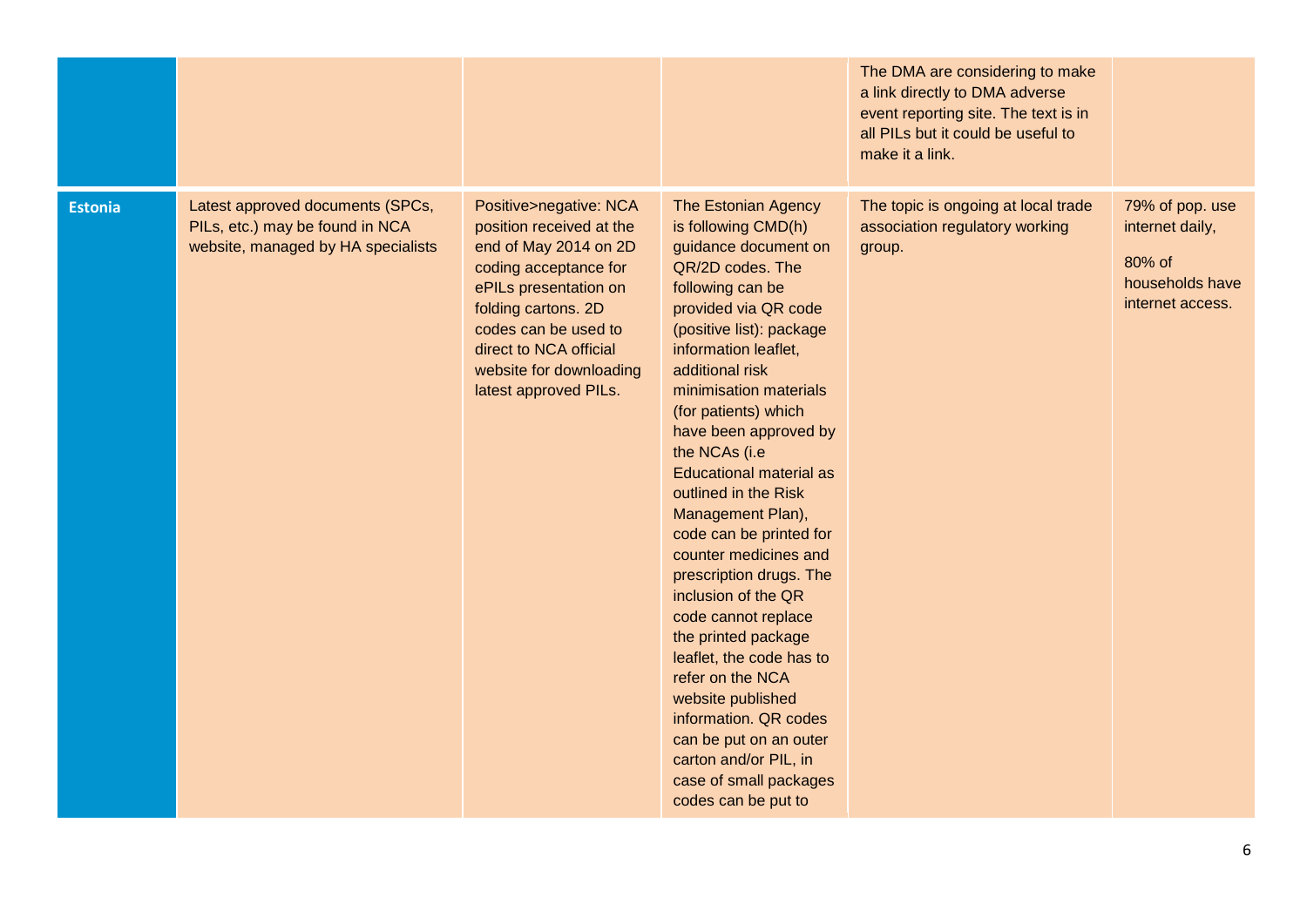|  |  |  |  | The DMA are considering to make a link directly to DMA adverse event reporting site. The text is in all PILs but it could be useful to make it a link. |  |
|---|---|---|---|---|---|
| **Estonia** | Latest approved documents (SPCs, PILs, etc.) may be found in NCA website, managed by HA specialists | Positive>negative: NCA position received at the end of May 2014 on 2D coding acceptance for ePILs presentation on folding cartons. 2D codes can be used to direct to NCA official website for downloading latest approved PILs. | The Estonian Agency is following CMD(h) guidance document on QR/2D codes. The following can be provided via QR code (positive list): package information leaflet, additional risk minimisation materials (for patients) which have been approved by the NCAs (i.e Educational material as outlined in the Risk Management Plan), code can be printed for counter medicines and prescription drugs. The inclusion of the QR code cannot replace the printed package leaflet, the code has to refer on the NCA website published information. QR codes can be put on an outer carton and/or PIL, in case of small packages codes can be put to | The topic is ongoing at local trade association regulatory working group. | 79% of pop. use internet daily, 80% of households have internet access. |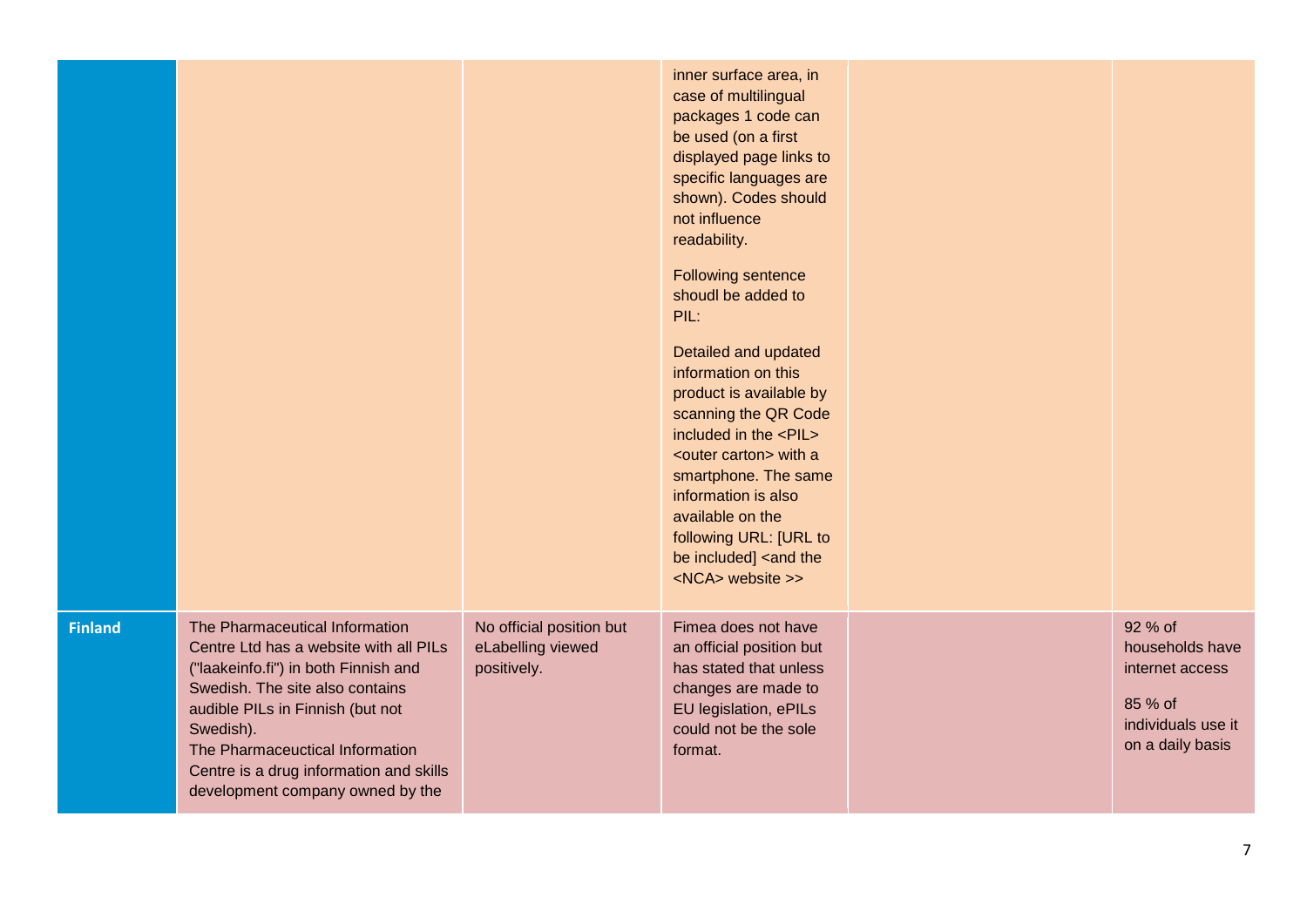| | | | | | |
|---|---|---|---|---|---|
| | | | inner surface area, in case of multilingual packages 1 code can be used (on a first displayed page links to specific languages are shown). Codes should not influence readability.<br><br>Following sentence shoudl be added to PIL:<br><br>Detailed and updated information on this product is available by scanning the QR Code included in the <PIL> <outer carton> with a smartphone. The same information is also available on the following URL: [URL to be included] <and the <NCA> website >> | | |
| **Finland** | The Pharmaceutical Information Centre Ltd has a website with all PILs ("laakeinfo.fi") in both Finnish and Swedish. The site also contains audible PILs in Finnish (but not Swedish).<br>The Pharmaceuctical Information Centre is a drug information and skills development company owned by the | No official position but eLabelling viewed positively. | Fimea does not have an official position but has stated that unless changes are made to EU legislation, ePILs could not be the sole format. | | 92 % of households have internet access<br><br>85 % of individuals use it on a daily basis |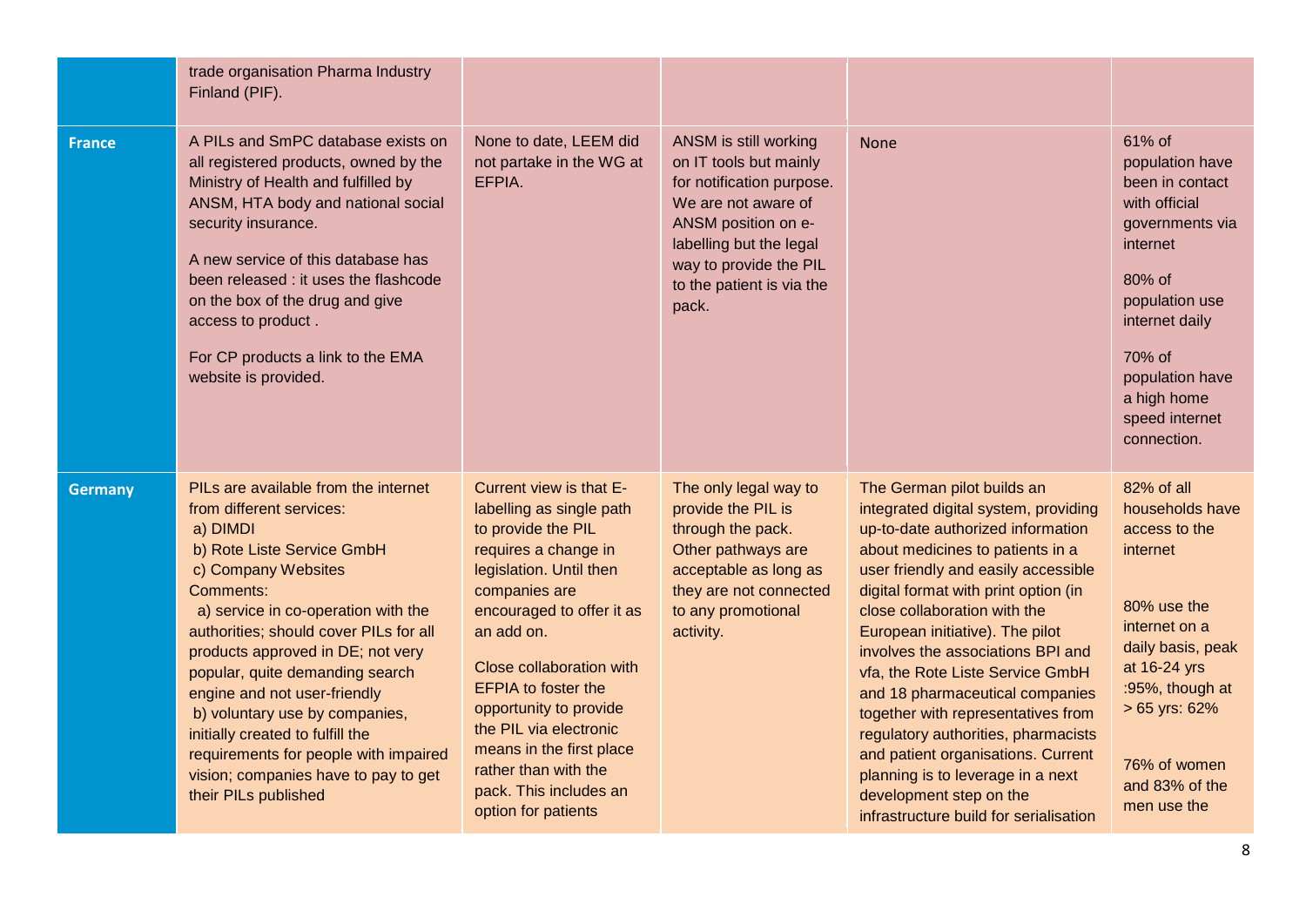| | | | | | |
|---|---|---|---|---|---|
| | trade organisation Pharma Industry Finland (PIF). | | | | |
| **France** | A PILs and SmPC database exists on all registered products, owned by the Ministry of Health and fulfilled by ANSM, HTA body and national social security insurance.<br><br>A new service of this database has been released : it uses the flashcode on the box of the drug and give access to product .<br><br>For CP products a link to the EMA website is provided. | None to date, LEEM did not partake in the WG at EFPIA. | ANSM is still working on IT tools but mainly for notification purpose. We are not aware of ANSM position on e-labelling but the legal way to provide the PIL to the patient is via the pack. | None | 61% of population have been in contact with official governments via internet<br><br>80% of population use internet daily<br><br>70% of population have a high home speed internet connection. |
| **Germany** | PILs are available from the internet from different services:<br>a) DIMDI<br>b) Rote Liste Service GmbH<br>c) Company Websites<br>Comments:<br>a) service in co-operation with the authorities; should cover PILs for all products approved in DE; not very popular, quite demanding search engine and not user-friendly<br>b) voluntary use by companies, initially created to fulfill the requirements for people with impaired vision; companies have to pay to get their PILs published | Current view is that E-labelling as single path to provide the PIL requires a change in legislation. Until then companies are encouraged to offer it as an add on.<br><br>Close collaboration with EFPIA to foster the opportunity to provide the PIL via electronic means in the first place rather than with the pack. This includes an option for patients | The only legal way to provide the PIL is through the pack. Other pathways are acceptable as long as they are not connected to any promotional activity. | The German pilot builds an integrated digital system, providing up-to-date authorized information about medicines to patients in a user friendly and easily accessible digital format with print option (in close collaboration with the European initiative). The pilot involves the associations BPI and vfa, the Rote Liste Service GmbH and 18 pharmaceutical companies together with representatives from regulatory authorities, pharmacists and patient organisations. Current planning is to leverage in a next development step on the infrastructure build for serialisation | 82% of all households have access to the internet<br><br>80% use the internet on a daily basis, peak at 16-24 yrs :95%, though at > 65 yrs: 62%<br><br>76% of women and 83% of the men use the |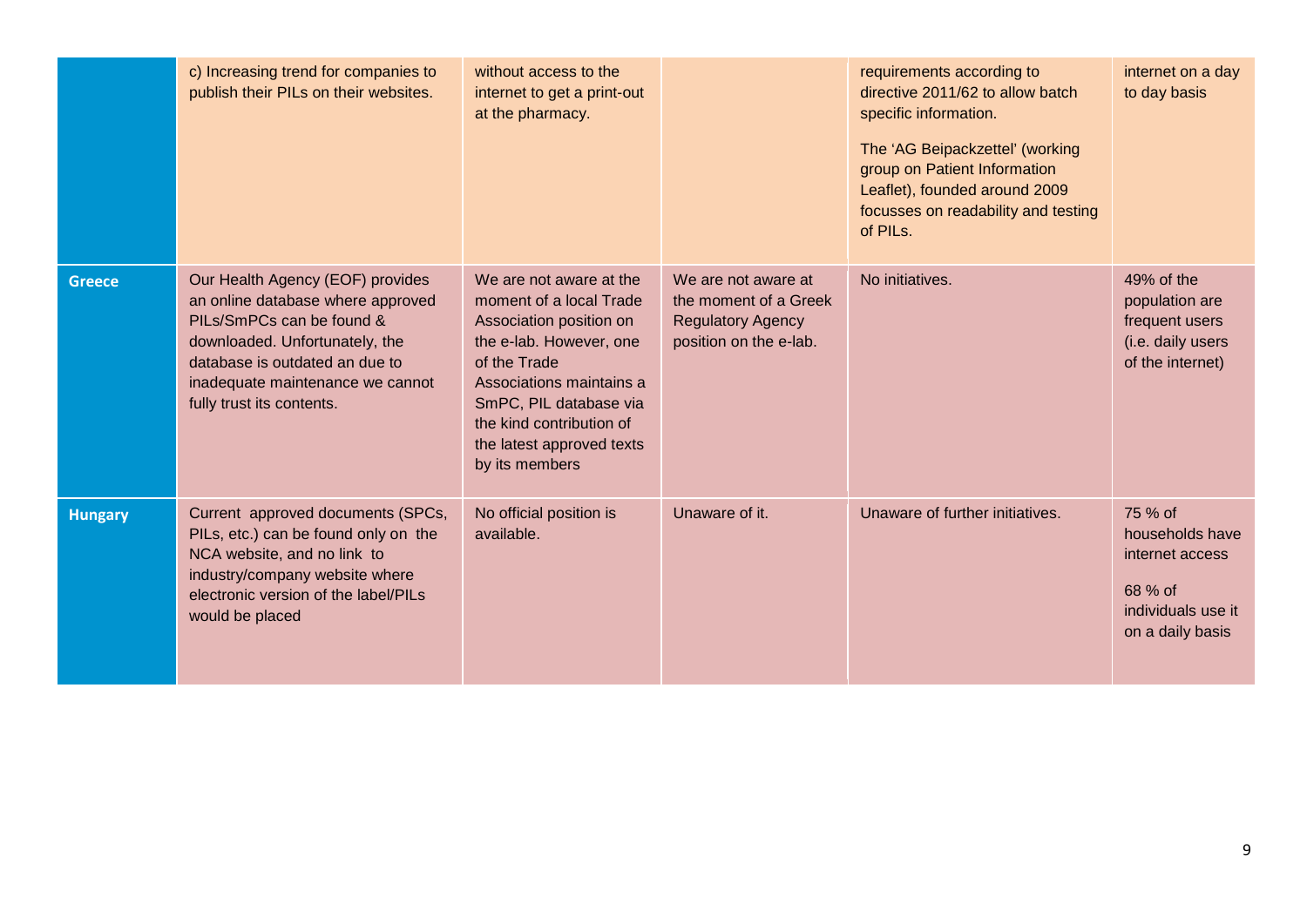| | | | | | |
|---|---|---|---|---|---|
| | c) Increasing trend for companies to publish their PILs on their websites. | without access to the internet to get a print-out at the pharmacy. | | requirements according to directive 2011/62 to allow batch specific information.<br><br>The 'AG Beipackzettel' (working group on Patient Information Leaflet), founded around 2009 focusses on readability and testing of PILs. | internet on a day to day basis |
| **Greece** | Our Health Agency (EOF) provides an online database where approved PILs/SmPCs can be found & downloaded. Unfortunately, the database is outdated an due to inadequate maintenance we cannot fully trust its contents. | We are not aware at the moment of a local Trade Association position on the e-lab. However, one of the Trade Associations maintains a SmPC, PIL database via the kind contribution of the latest approved texts by its members | We are not aware at the moment of a Greek Regulatory Agency position on the e-lab. | No initiatives. | 49% of the population are frequent users (i.e. daily users of the internet) |
| **Hungary** | Current approved documents (SPCs, PILs, etc.) can be found only on the NCA website, and no link to industry/company website where electronic version of the label/PILs would be placed | No official position is available. | Unaware of it. | Unaware of further initiatives. | 75 % of households have internet access<br><br>68 % of individuals use it on a daily basis |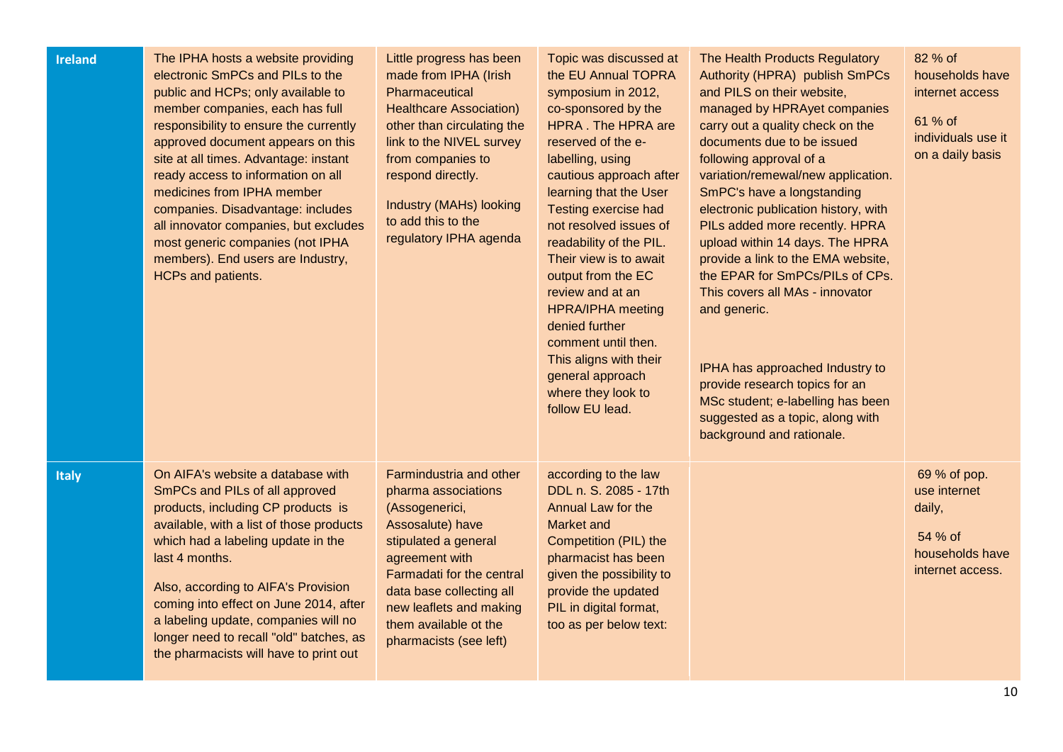| | | | | | |
|---|---|---|---|---|---|
| **Ireland** | The IPHA hosts a website providing electronic SmPCs and PILs to the public and HCPs; only available to member companies, each has full responsibility to ensure the currently approved document appears on this site at all times. Advantage: instant ready access to information on all medicines from IPHA member companies. Disadvantage: includes all innovator companies, but excludes most generic companies (not IPHA members). End users are Industry, HCPs and patients. | Little progress has been made from IPHA (Irish Pharmaceutical Healthcare Association) other than circulating the link to the NIVEL survey from companies to respond directly.<br><br>Industry (MAHs) looking to add this to the regulatory IPHA agenda | Topic was discussed at the EU Annual TOPRA symposium in 2012, co-sponsored by the HPRA . The HPRA are reserved of the e-labelling, using cautious approach after learning that the User Testing exercise had not resolved issues of readability of the PIL. Their view is to await output from the EC review and at an HPRA/IPHA meeting denied further comment until then. This aligns with their general approach where they look to follow EU lead. | The Health Products Regulatory Authority (HPRA) publish SmPCs and PILS on their website, managed by HPRAyet companies carry out a quality check on the documents due to be issued following approval of a variation/remewal/new application. SmPC's have a longstanding electronic publication history, with PILs added more recently. HPRA upload within 14 days. The HPRA provide a link to the EMA website, the EPAR for SmPCs/PILs of CPs. This covers all MAs - innovator and generic.<br><br>IPHA has approached Industry to provide research topics for an MSc student; e-labelling has been suggested as a topic, along with background and rationale. | 82 % of households have internet access<br><br>61 % of individuals use it on a daily basis |
| **Italy** | On AIFA's website a database with SmPCs and PILs of all approved products, including CP products is available, with a list of those products which had a labeling update in the last 4 months.<br><br>Also, according to AIFA's Provision coming into effect on June 2014, after a labeling update, companies will no longer need to recall "old" batches, as the pharmacists will have to print out | Farmindustria and other pharma associations (Assogenerici, Assosalute) have stipulated a general agreement with Farmadati for the central data base collecting all new leaflets and making them available ot the pharmacists (see left) | according to the law DDL n. S. 2085 - 17th Annual Law for the Market and Competition (PIL) the pharmacist has been given the possibility to provide the updated PIL in digital format, too as per below text: | | 69 % of pop. use internet daily,<br><br>54 % of households have internet access. |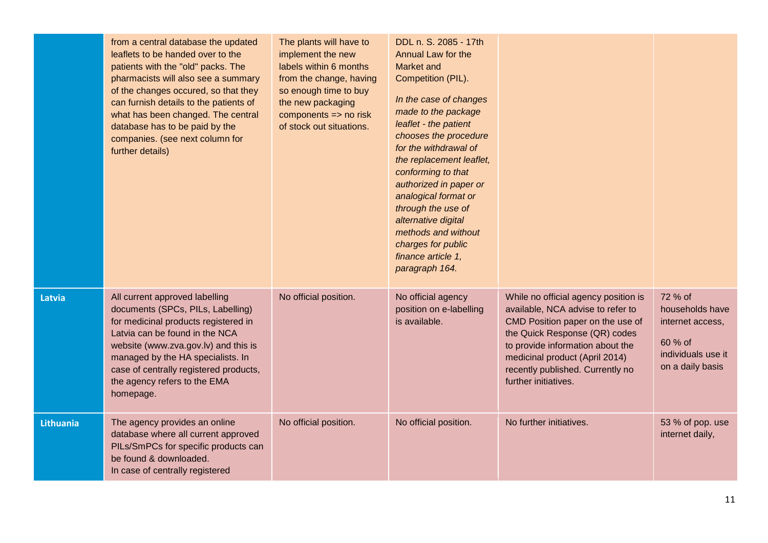| | | | | | |
|---|---|---|---|---|---|
| | from a central database the updated leaflets to be handed over to the patients with the "old" packs. The pharmacists will also see a summary of the changes occured, so that they can furnish details to the patients of what has been changed. The central database has to be paid by the companies. (see next column for further details) | The plants will have to implement the new labels within 6 months from the change, having so enough time to buy the new packaging components => no risk of stock out situations. | DDL n. S. 2085 - 17th Annual Law for the Market and Competition (PIL). *In the case of changes made to the package leaflet - the patient chooses the procedure for the withdrawal of the replacement leaflet, conforming to that authorized in paper or analogical format or through the use of alternative digital methods and without charges for public finance article 1, paragraph 164.* | | |
| **Latvia** | All current approved labelling documents (SPCs, PILs, Labelling) for medicinal products registered in Latvia can be found in the NCA website (www.zva.gov.lv) and this is managed by the HA specialists. In case of centrally registered products, the agency refers to the EMA homepage. | No official position. | No official agency position on e-labelling is available. | While no official agency position is available, NCA advise to refer to CMD Position paper on the use of the Quick Response (QR) codes to provide information about the medicinal product (April 2014) recently published. Currently no further initiatives. | 72 % of households have internet access, 60 % of individuals use it on a daily basis |
| **Lithuania** | The agency provides an online database where all current approved PILs/SmPCs for specific products can be found & downloaded. In case of centrally registered | No official position. | No official position. | No further initiatives. | 53 % of pop. use internet daily, |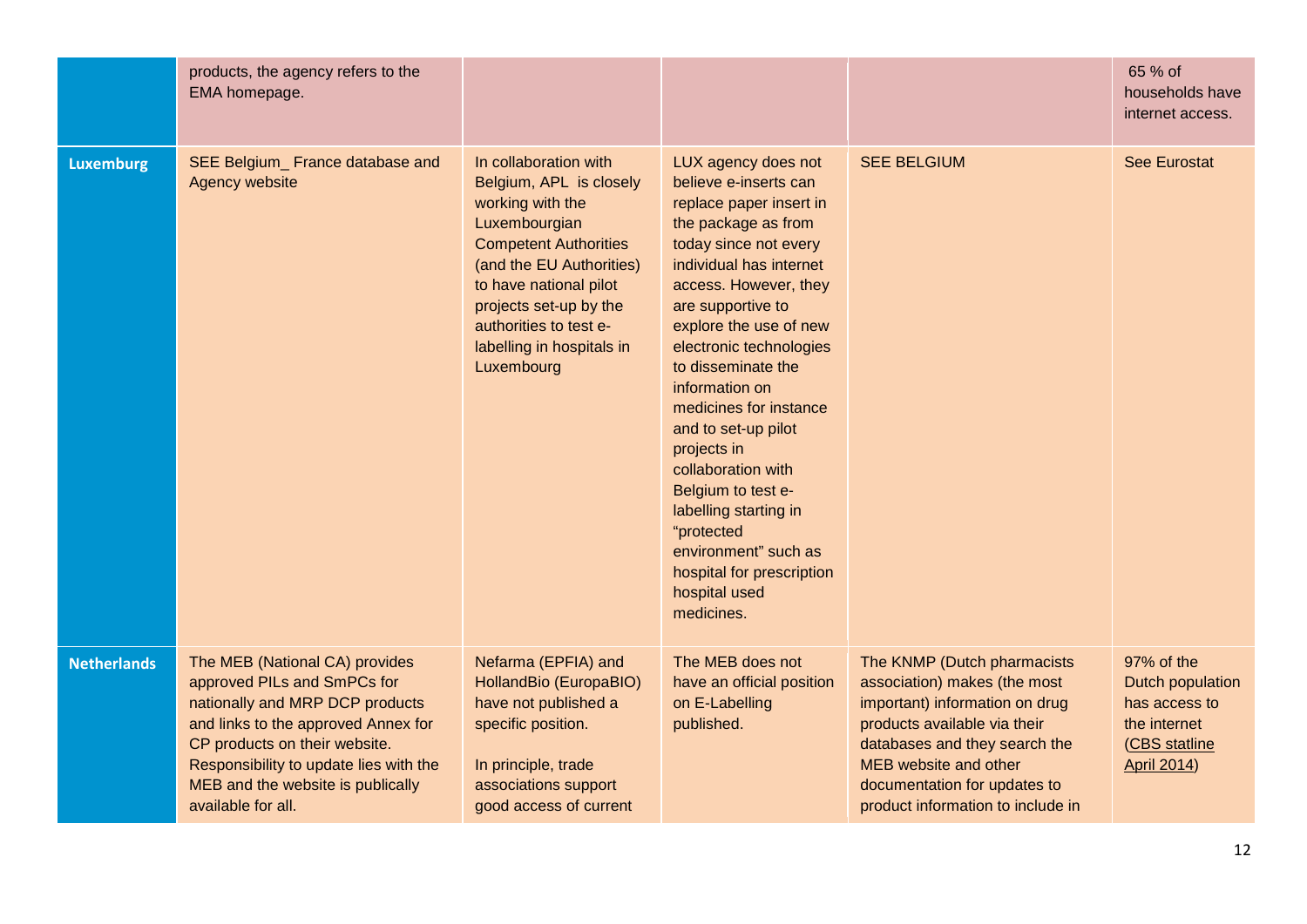| | | | | | |
|---|---|---|---|---|---|
| | products, the agency refers to the EMA homepage. | | | | 65 % of households have internet access. |
| **Luxemburg** | SEE Belgium_ France database and Agency website | In collaboration with Belgium, APL is closely working with the Luxembourgian Competent Authorities (and the EU Authorities) to have national pilot projects set-up by the authorities to test e-labelling in hospitals in Luxembourg | LUX agency does not believe e-inserts can replace paper insert in the package as from today since not every individual has internet access. However, they are supportive to explore the use of new electronic technologies to disseminate the information on medicines for instance and to set-up pilot projects in collaboration with Belgium to test e-labelling starting in "protected environment" such as hospital for prescription hospital used medicines. | SEE BELGIUM | See Eurostat |
| **Netherlands** | The MEB (National CA) provides approved PILs and SmPCs for nationally and MRP DCP products and links to the approved Annex for CP products on their website. Responsibility to update lies with the MEB and the website is publically available for all. | Nefarma (EPFIA) and HollandBio (EuropaBIO) have not published a specific position.<br><br>In principle, trade associations support good access of current | The MEB does not have an official position on E-Labelling published. | The KNMP (Dutch pharmacists association) makes (the most important) information on drug products available via their databases and they search the MEB website and other documentation for updates to product information to include in | 97% of the Dutch population has access to the internet (CBS statline April 2014) |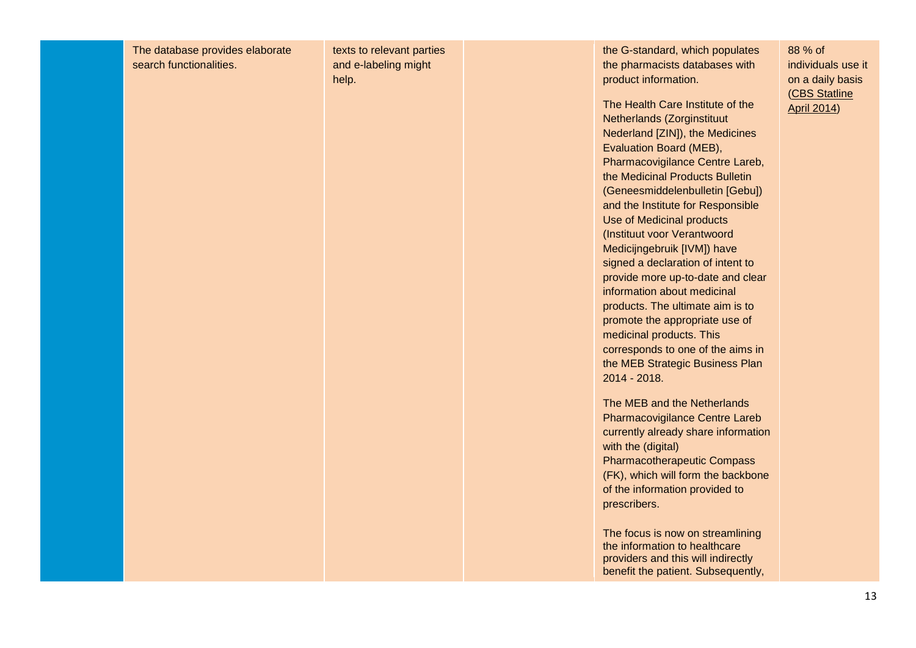|  | The database provides elaborate search functionalities. | texts to relevant parties and e-labeling might help. |  | the G-standard, which populates the pharmacists databases with product information.<br><br>The Health Care Institute of the Netherlands (Zorginstituut Nederland [ZIN]), the Medicines Evaluation Board (MEB), Pharmacovigilance Centre Lareb, the Medicinal Products Bulletin (Geneesmiddelenbulletin [Gebu]) and the Institute for Responsible Use of Medicinal products (Instituut voor Verantwoord Medicijngebruik [IVM]) have signed a declaration of intent to provide more up-to-date and clear information about medicinal products. The ultimate aim is to promote the appropriate use of medicinal products. This corresponds to one of the aims in the MEB Strategic Business Plan 2014 - 2018.<br><br>The MEB and the Netherlands Pharmacovigilance Centre Lareb currently already share information with the (digital) Pharmacotherapeutic Compass (FK), which will form the backbone of the information provided to prescribers.<br><br>The focus is now on streamlining the information to healthcare providers and this will indirectly benefit the patient. Subsequently, | 88 % of individuals use it on a daily basis (CBS Statline April 2014) |
|---|---|---|---|---|---|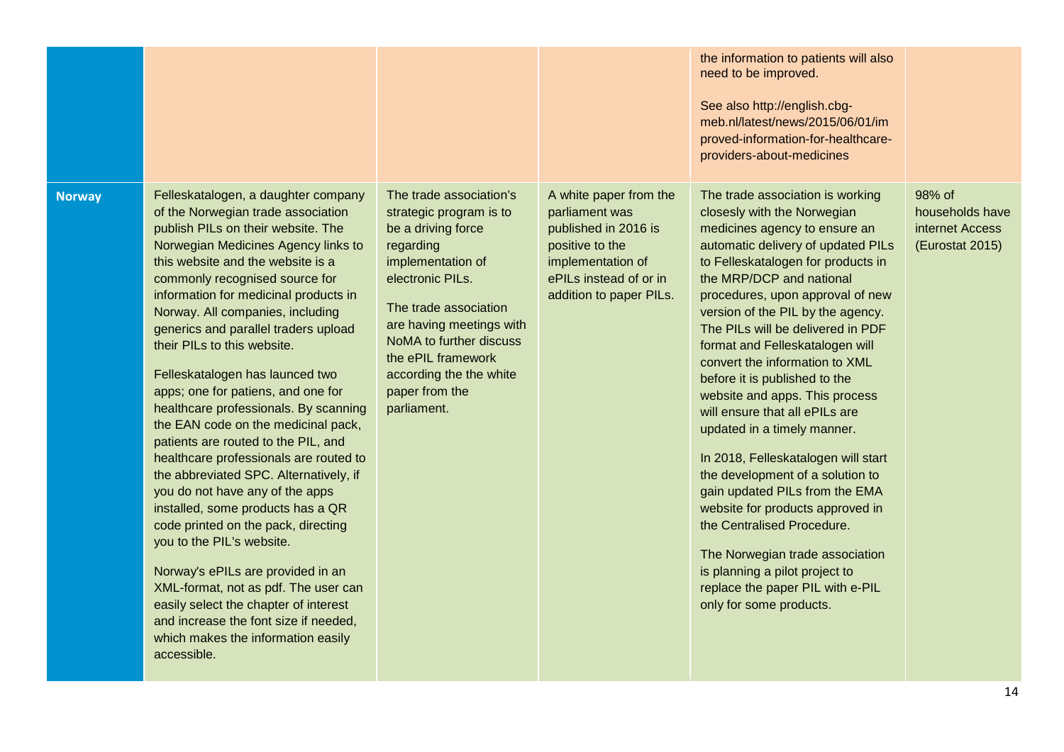|  |  |  |  |  |  |
| --- | --- | --- | --- | --- | --- |
|  |  |  |  | the information to patients will also need to be improved.<br><br>See also http://english.cbg-meb.nl/latest/news/2015/06/01/improved-information-for-healthcare-providers-about-medicines |  |
| **Norway** | Felleskatalogen, a daughter company of the Norwegian trade association publish PILs on their website. The Norwegian Medicines Agency links to this website and the website is a commonly recognised source for information for medicinal products in Norway. All companies, including generics and parallel traders upload their PILs to this website.<br><br>Felleskatalogen has launced two apps; one for patiens, and one for healthcare professionals. By scanning the EAN code on the medicinal pack, patients are routed to the PIL, and healthcare professionals are routed to the abbreviated SPC. Alternatively, if you do not have any of the apps installed, some products has a QR code printed on the pack, directing you to the PIL's website.<br><br>Norway's ePILs are provided in an XML-format, not as pdf. The user can easily select the chapter of interest and increase the font size if needed, which makes the information easily accessible. | The trade association's strategic program is to be a driving force regarding implementation of electronic PILs.<br><br>The trade association are having meetings with NoMA to further discuss the ePIL framework according the the white paper from the parliament. | A white paper from the parliament was published in 2016 is positive to the implementation of ePILs instead of or in addition to paper PILs. | The trade association is working closely with the Norwegian medicines agency to ensure an automatic delivery of updated PILs to Felleskatalogen for products in the MRP/DCP and national procedures, upon approval of new version of the PIL by the agency. The PILs will be delivered in PDF format and Felleskatalogen will convert the information to XML before it is published to the website and apps. This process will ensure that all ePILs are updated in a timely manner.<br><br>In 2018, Felleskatalogen will start the development of a solution to gain updated PILs from the EMA website for products approved in the Centralised Procedure.<br><br>The Norwegian trade association is planning a pilot project to replace the paper PIL with e-PIL only for some products. | 98% of households have internet Access (Eurostat 2015) |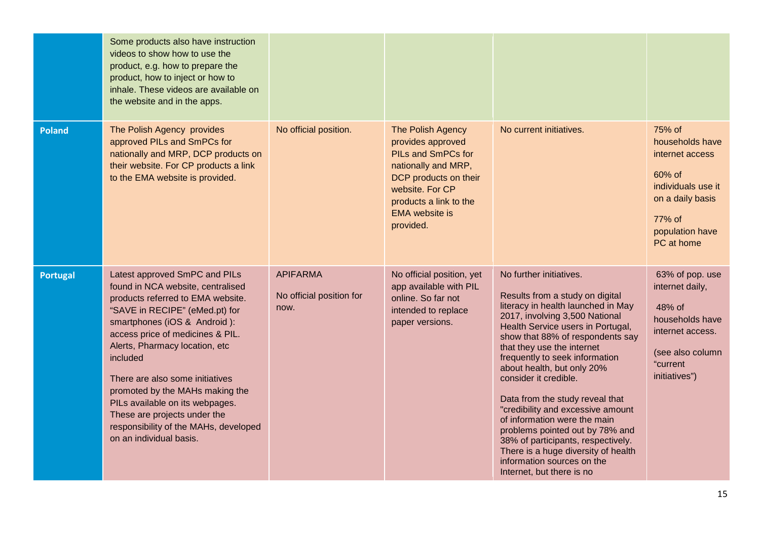|  |  |  |  |  |  |
|---|---|---|---|---|---|
|  | Some products also have instruction videos to show how to use the product, e.g. how to prepare the product, how to inject or how to inhale. These videos are available on the website and in the apps. |  |  |  |  |
| **Poland** | The Polish Agency provides approved PILs and SmPCs for nationally and MRP, DCP products on their website. For CP products a link to the EMA website is provided. | No official position. | The Polish Agency provides approved PILs and SmPCs for nationally and MRP, DCP products on their website. For CP products a link to the EMA website is provided. | No current initiatives. | 75% of households have internet access<br><br>60% of individuals use it on a daily basis<br><br>77% of population have PC at home |
| **Portugal** | Latest approved SmPC and PILs found in NCA website, centralised products referred to EMA website. "SAVE in RECIPE" (eMed.pt) for smartphones (iOS & Android ): access price of medicines & PIL. Alerts, Pharmacy location, etc included<br><br>There are also some initiatives promoted by the MAHs making the PILs available on its webpages. These are projects under the responsibility of the MAHs, developed on an individual basis. | APIFARMA<br><br>No official position for now. | No official position, yet app available with PIL online. So far not intended to replace paper versions. | No further initiatives.<br><br>Results from a study on digital literacy in health launched in May 2017, involving 3,500 National Health Service users in Portugal, show that 88% of respondents say that they use the internet frequently to seek information about health, but only 20% consider it credible.<br><br>Data from the study reveal that "credibility and excessive amount of information were the main problems pointed out by 78% and 38% of participants, respectively. There is a huge diversity of health information sources on the Internet, but there is no | 63% of pop. use internet daily,<br><br>48% of households have internet access.<br><br>(see also column "current initiatives") |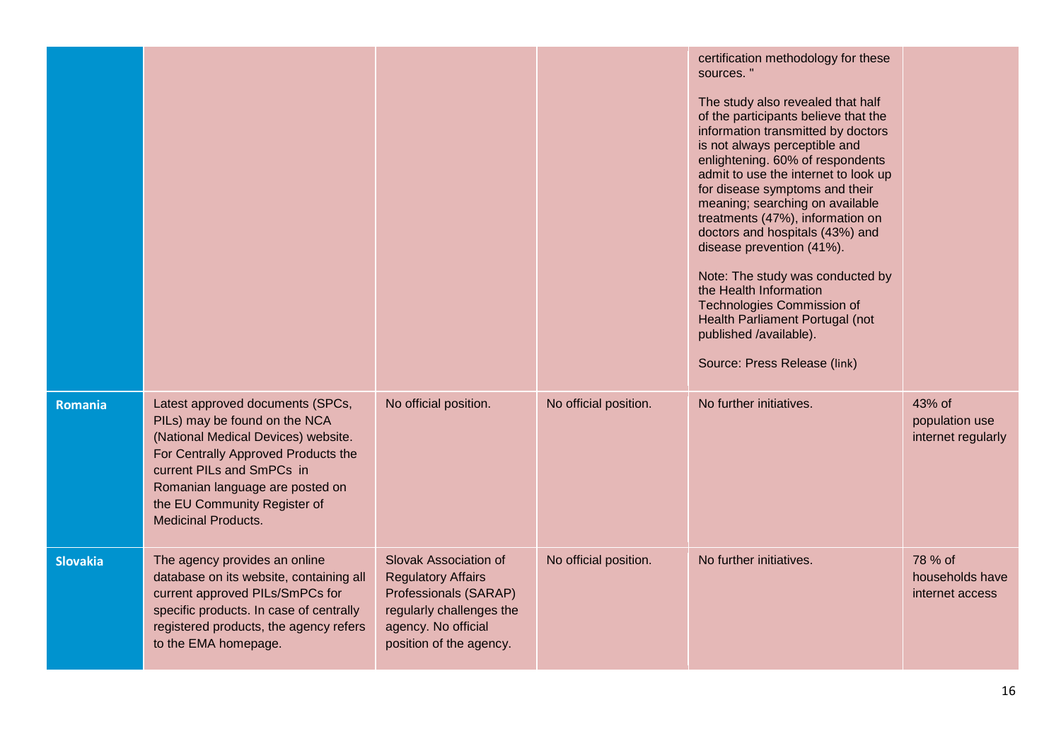| | | | | | |
|---|---|---|---|---|---|
| | | | | certification methodology for these sources. "<br><br>The study also revealed that half of the participants believe that the information transmitted by doctors is not always perceptible and enlightening. 60% of respondents admit to use the internet to look up for disease symptoms and their meaning; searching on available treatments (47%), information on doctors and hospitals (43%) and disease prevention (41%).<br><br>Note: The study was conducted by the Health Information Technologies Commission of Health Parliament Portugal (not published /available).<br><br>Source: Press Release (link) | |
| **Romania** | Latest approved documents (SPCs, PILs) may be found on the NCA (National Medical Devices) website. For Centrally Approved Products the current PILs and SmPCs in Romanian language are posted on the EU Community Register of Medicinal Products. | No official position. | No official position. | No further initiatives. | 43% of population use internet regularly |
| **Slovakia** | The agency provides an online database on its website, containing all current approved PILs/SmPCs for specific products. In case of centrally registered products, the agency refers to the EMA homepage. | Slovak Association of Regulatory Affairs Professionals (SARAP) regularly challenges the agency. No official position of the agency. | No official position. | No further initiatives. | 78 % of households have internet access |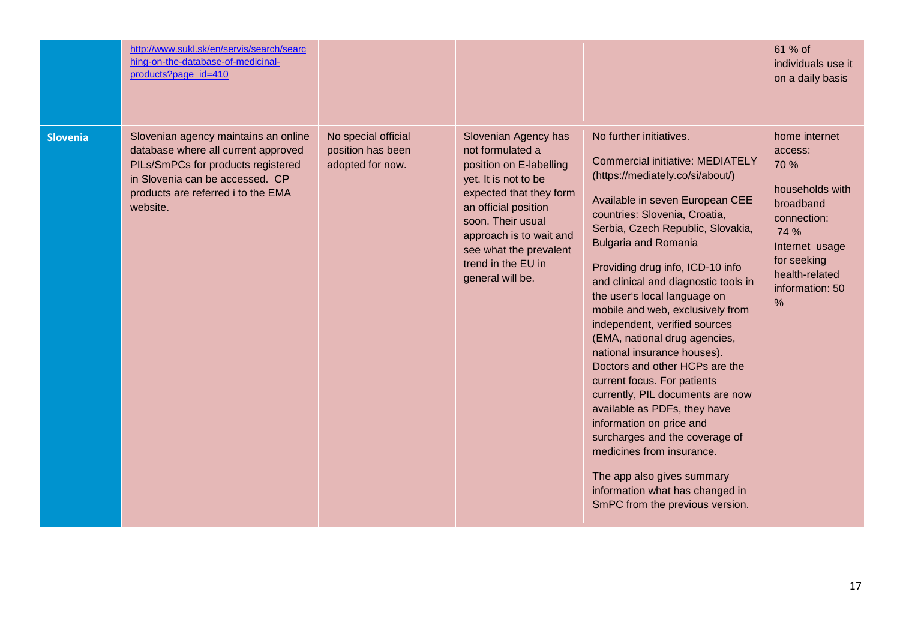| | | | | | |
|---|---|---|---|---|---|
| | http://www.sukl.sk/en/servis/search/searching-on-the-database-of-medicinal-products?page_id=410 | | | | 61 % of individuals use it on a daily basis |
| **Slovenia** | Slovenian agency maintains an online database where all current approved PILs/SmPCs for products registered in Slovenia can be accessed. CP products are referred i to the EMA website. | No special official position has been adopted for now. | Slovenian Agency has not formulated a position on E-labelling yet. It is not to be expected that they form an official position soon. Their usual approach is to wait and see what the prevalent trend in the EU in general will be. | No further initiatives.<br><br>Commercial initiative: MEDIATELY (https://mediately.co/si/about/)<br><br>Available in seven European CEE countries: Slovenia, Croatia, Serbia, Czech Republic, Slovakia, Bulgaria and Romania<br><br>Providing drug info, ICD-10 info and clinical and diagnostic tools in the user's local language on mobile and web, exclusively from independent, verified sources (EMA, national drug agencies, national insurance houses). Doctors and other HCPs are the current focus. For patients currently, PIL documents are now available as PDFs, they have information on price and surcharges and the coverage of medicines from insurance.<br><br>The app also gives summary information what has changed in SmPC from the previous version. | home internet access: 70 %<br><br>households with broadband connection: 74 %<br>Internet usage for seeking health-related information: 50 % |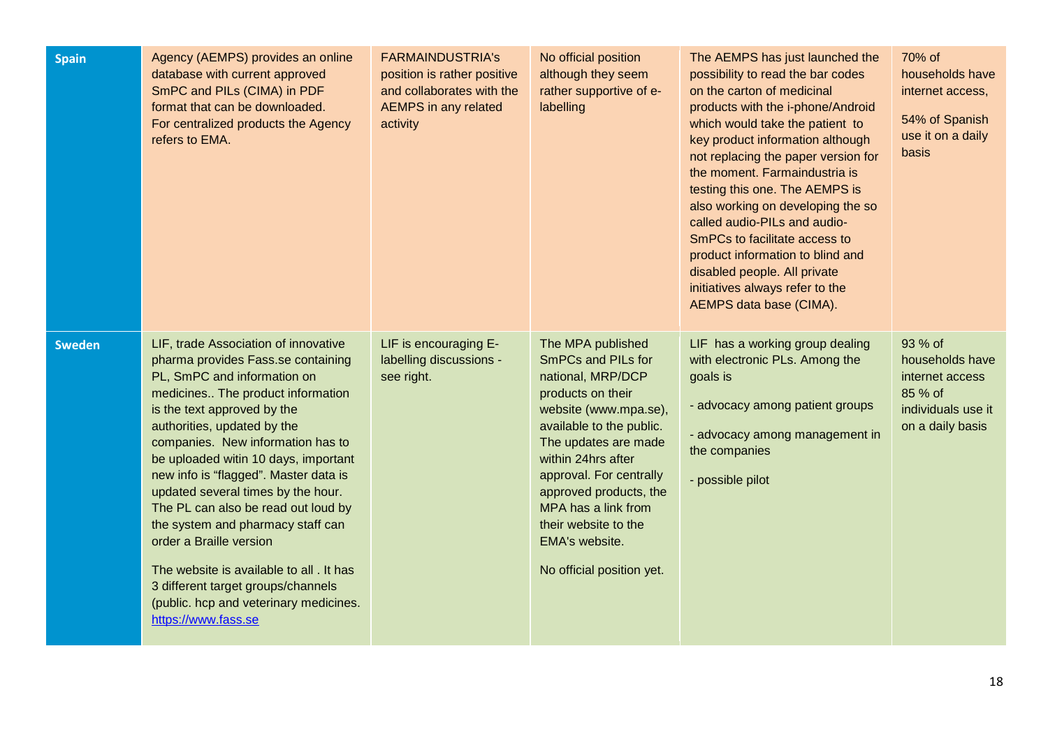| Spain | Agency (AEMPS) provides an online database with current approved SmPC and PILs (CIMA) in PDF format that can be downloaded. For centralized products the Agency refers to EMA. | FARMAINDUSTRIA's position is rather positive and collaborates with the AEMPS in any related activity | No official position although they seem rather supportive of e-labelling | The AEMPS has just launched the possibility to read the bar codes on the carton of medicinal products with the i-phone/Android which would take the patient to key product information although not replacing the paper version for the moment. Farmaindustria is testing this one. The AEMPS is also working on developing the so called audio-PILs and audio-SmPCs to facilitate access to product information to blind and disabled people. All private initiatives always refer to the AEMPS data base (CIMA). | 70% of households have internet access,<br><br>54% of Spanish use it on a daily basis |
|---|---|---|---|---|---|
| **Sweden** | LIF, trade Association of innovative pharma provides Fass.se containing PL, SmPC and information on medicines.. The product information is the text approved by the authorities, updated by the companies. New information has to be uploaded witin 10 days, important new info is "flagged". Master data is updated several times by the hour. The PL can also be read out loud by the system and pharmacy staff can order a Braille version<br><br>The website is available to all . It has 3 different target groups/channels (public. hcp and veterinary medicines. [https://www.fass.se](https://www.fass.se) | LIF is encouraging E-labelling discussions - see right. | The MPA published SmPCs and PILs for national, MRP/DCP products on their website (www.mpa.se), available to the public. The updates are made within 24hrs after approval. For centrally approved products, the MPA has a link from their website to the EMA's website.<br><br>No official position yet. | LIF has a working group dealing with electronic PLs. Among the goals is<br><br>- advocacy among patient groups<br><br>- advocacy among management in the companies<br><br>- possible pilot | 93 % of households have internet access<br>85 % of individuals use it on a daily basis |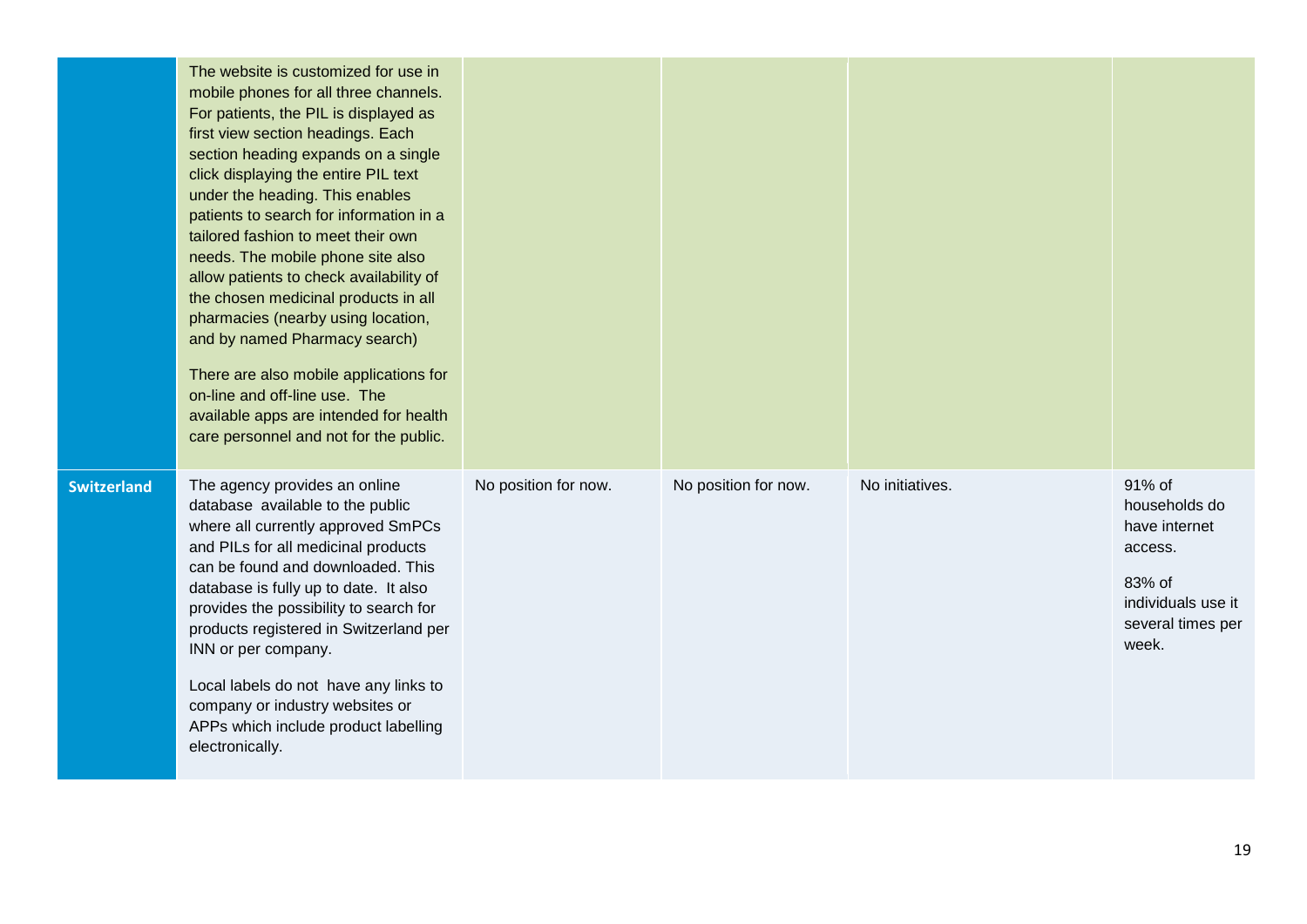| | | | | | |
|---|---|---|---|---|---|
| | The website is customized for use in mobile phones for all three channels. For patients, the PIL is displayed as first view section headings. Each section heading expands on a single click displaying the entire PIL text under the heading. This enables patients to search for information in a tailored fashion to meet their own needs. The mobile phone site also allow patients to check availability of the chosen medicinal products in all pharmacies (nearby using location, and by named Pharmacy search)<br><br>There are also mobile applications for on-line and off-line use. The available apps are intended for health care personnel and not for the public. | | | | |
| **Switzerland** | The agency provides an online database available to the public where all currently approved SmPCs and PILs for all medicinal products can be found and downloaded. This database is fully up to date. It also provides the possibility to search for products registered in Switzerland per INN or per company.<br><br>Local labels do not have any links to company or industry websites or APPs which include product labelling electronically. | No position for now. | No position for now. | No initiatives. | 91% of households do have internet access.<br><br>83% of individuals use it several times per week. |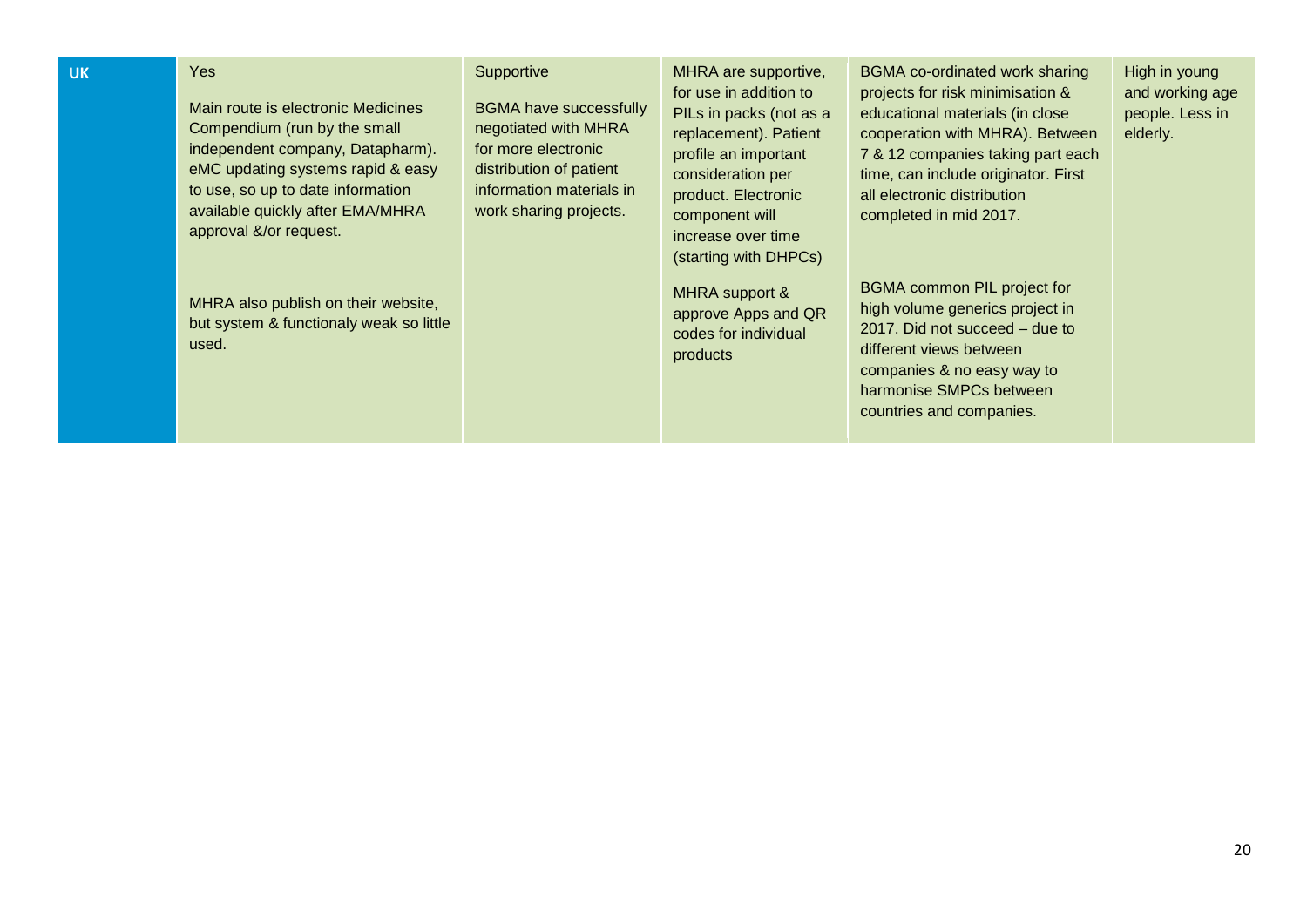| | | | | | |
|---|---|---|---|---|---|
| **UK** | Yes<br><br>Main route is electronic Medicines Compendium (run by the small independent company, Datapharm). eMC updating systems rapid & easy to use, so up to date information available quickly after EMA/MHRA approval &/or request.<br><br>MHRA also publish on their website, but system & functionaly weak so little used. | Supportive<br><br>BGMA have successfully negotiated with MHRA for more electronic distribution of patient information materials in work sharing projects. | MHRA are supportive, for use in addition to PILs in packs (not as a replacement). Patient profile an important consideration per product. Electronic component will increase over time (starting with DHPCs)<br><br>MHRA support & approve Apps and QR codes for individual products | BGMA co-ordinated work sharing projects for risk minimisation & educational materials (in close cooperation with MHRA). Between 7 & 12 companies taking part each time, can include originator. First all electronic distribution completed in mid 2017.<br><br>BGMA common PIL project for high volume generics project in 2017. Did not succeed – due to different views between companies & no easy way to harmonise SMPCs between countries and companies. | High in young and working age people. Less in elderly. |